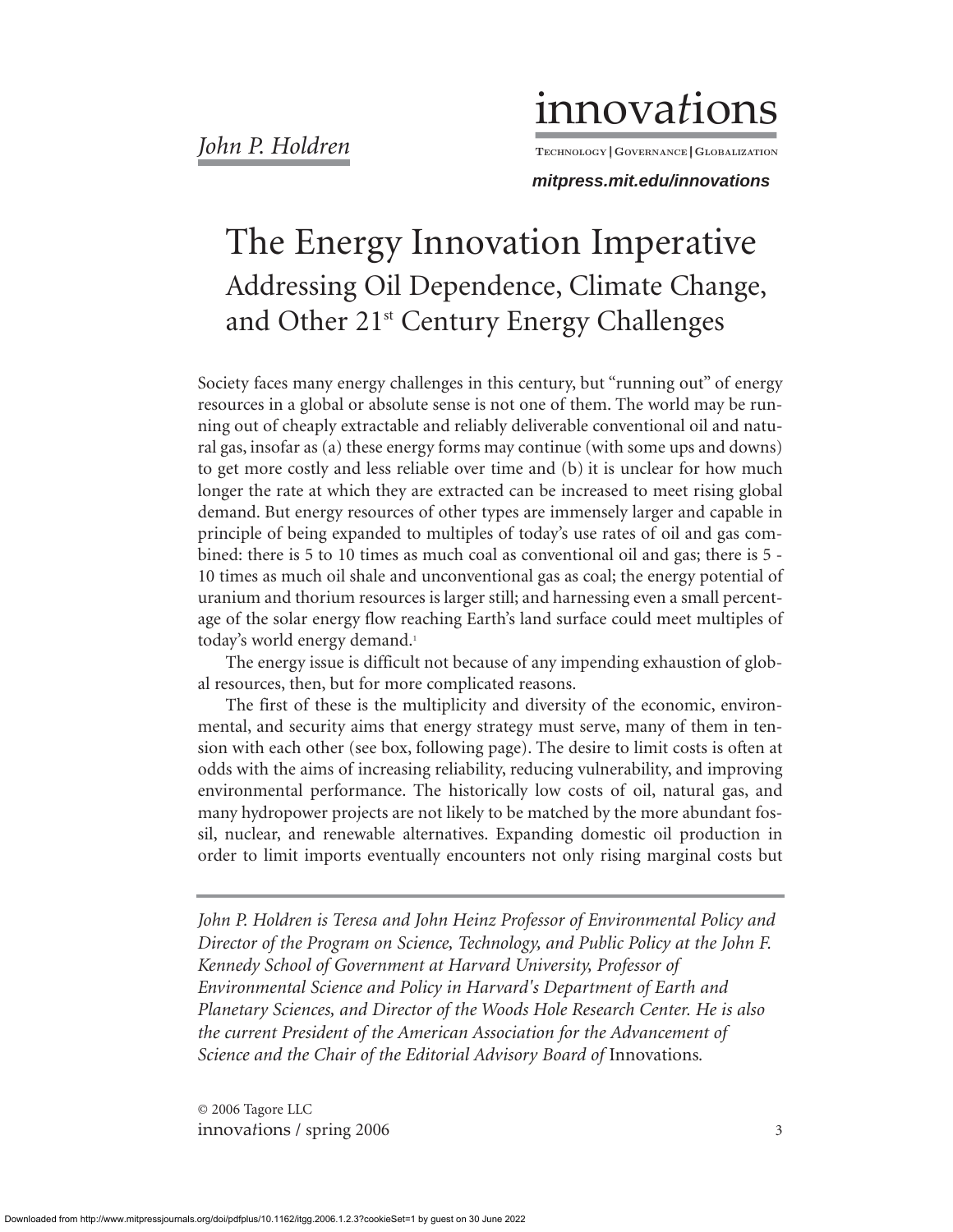*John P. Holdren*

# The Energy Innovation Imperative

## Addressing Oil Dependence, Climate Change, and Other 21st Century Energy Challenges

Society faces many energy challenges in this century, but "running out" of energy resources in a global or absolute sense is not one of them. The world may be running out of cheaply extractable and reliably deliverable conventional oil and natural gas, insofar as (a) these energy forms may continue (with some ups and downs) to get more costly and less reliable over time and (b) it is unclear for how much longer the rate at which they are extracted can be increased to meet rising global demand. But energy resources of other types are immensely larger and capable in principle of being expanded to multiples of today's use rates of oil and gas combined: there is 5 to 10 times as much coal as conventional oil and gas; there is 5 - 10 times as much oil shale and unconventional gas as coal; the energy potential of uranium and thorium resources is larger still; and harnessing even a small percentage of the solar energy flow reaching Earth's land surface could meet multiples of today's world energy demand.[1]

The energy issue is difficult not because of any impending exhaustion of global resources, then, but for more complicated reasons.

The first of these is the multiplicity and diversity of the economic, environmental, and security aims that energy strategy must serve, many of them in tension with each other (see box, following page). The desire to limit costs is often at odds with the aims of increasing reliability, reducing vulnerability, and improving environmental performance. The historically low costs of oil, natural gas, and many hydropower projects are not likely to be matched by the more abundant fossil, nuclear, and renewable alternatives. Expanding domestic oil production in order to limit imports eventually encounters not only rising marginal costs but

*John P. Holdren is Teresa and John Heinz Professor of Environmental Policy and Director of the Program on Science, Technology, and Public Policy at the John F. Kennedy School of Government at Harvard University, Professor of Environmental Science and Policy in Harvard's Department of Earth and Planetary Sciences, and Director of the Woods Hole Research Center. He is also the current President of the American Association for the Advancement of Science and the Chair of the Editorial Advisory Board of* Innovations.

© 2006 Tagore LLC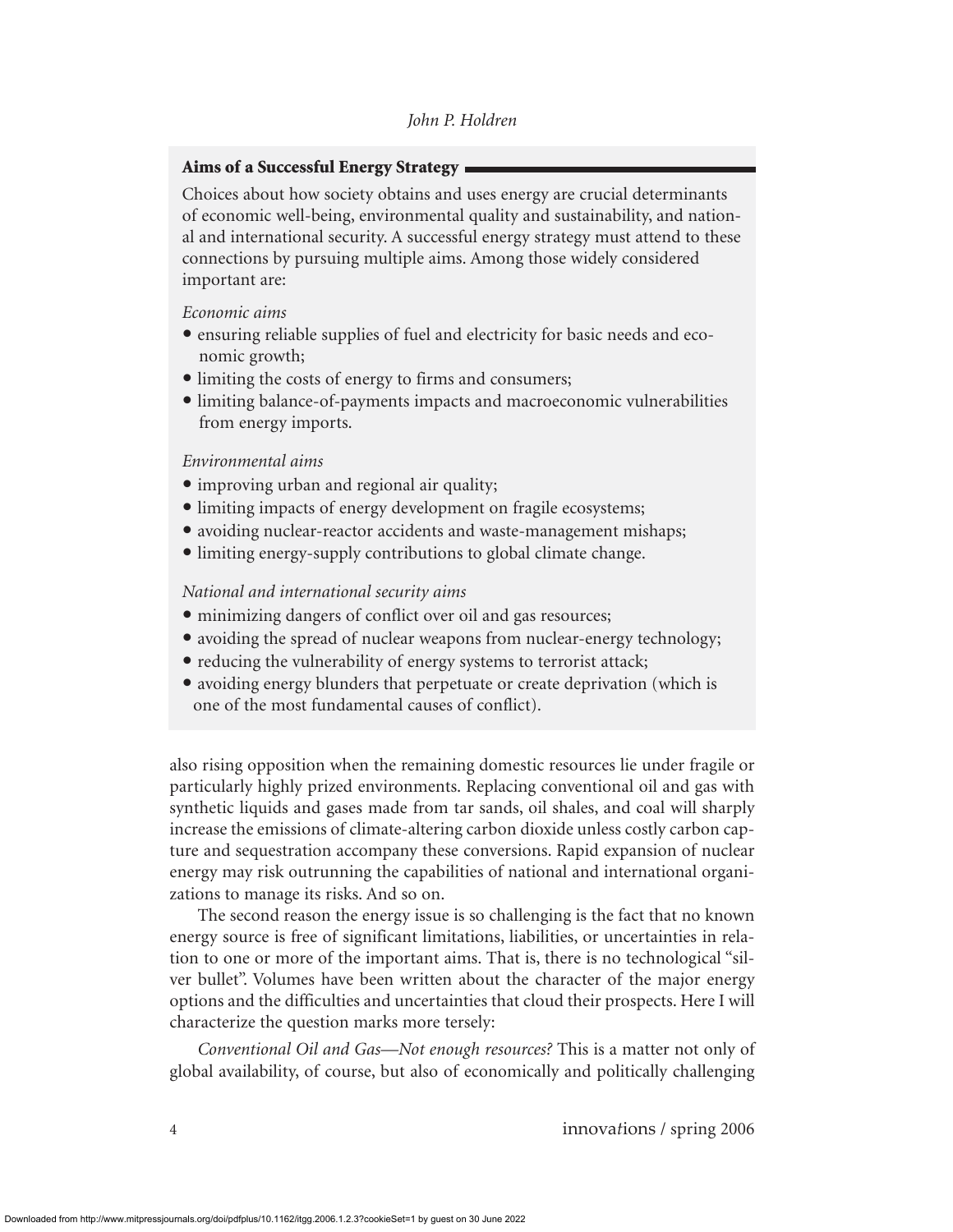### Aims of a Successful Energy Strategy

Choices about how society obtains and uses energy are crucial determinants of economic well-being, environmental quality and sustainability, and national and international security. A successful energy strategy must attend to these connections by pursuing multiple aims. Among those widely considered important are:

*Economic aims*

- ensuring reliable supplies of fuel and electricity for basic needs and economic growth;
- limiting the costs of energy to firms and consumers;
- limiting balance-of-payments impacts and macroeconomic vulnerabilities from energy imports.

*Environmental aims*

- improving urban and regional air quality;
- limiting impacts of energy development on fragile ecosystems;
- avoiding nuclear-reactor accidents and waste-management mishaps;
- limiting energy-supply contributions to global climate change.

*National and international security aims*

- minimizing dangers of conflict over oil and gas resources;
- avoiding the spread of nuclear weapons from nuclear-energy technology;
- reducing the vulnerability of energy systems to terrorist attack;
- avoiding energy blunders that perpetuate or create deprivation (which is one of the most fundamental causes of conflict).

also rising opposition when the remaining domestic resources lie under fragile or particularly highly prized environments. Replacing conventional oil and gas with synthetic liquids and gases made from tar sands, oil shales, and coal will sharply increase the emissions of climate-altering carbon dioxide unless costly carbon capture and sequestration accompany these conversions. Rapid expansion of nuclear energy may risk outrunning the capabilities of national and international organizations to manage its risks. And so on.

The second reason the energy issue is so challenging is the fact that no known energy source is free of significant limitations, liabilities, or uncertainties in relation to one or more of the important aims. That is, there is no technological "silver bullet". Volumes have been written about the character of the major energy options and the difficulties and uncertainties that cloud their prospects. Here I will characterize the question marks more tersely:

*Conventional Oil and Gas—Not enough resources?* This is a matter not only of global availability, of course, but also of economically and politically challenging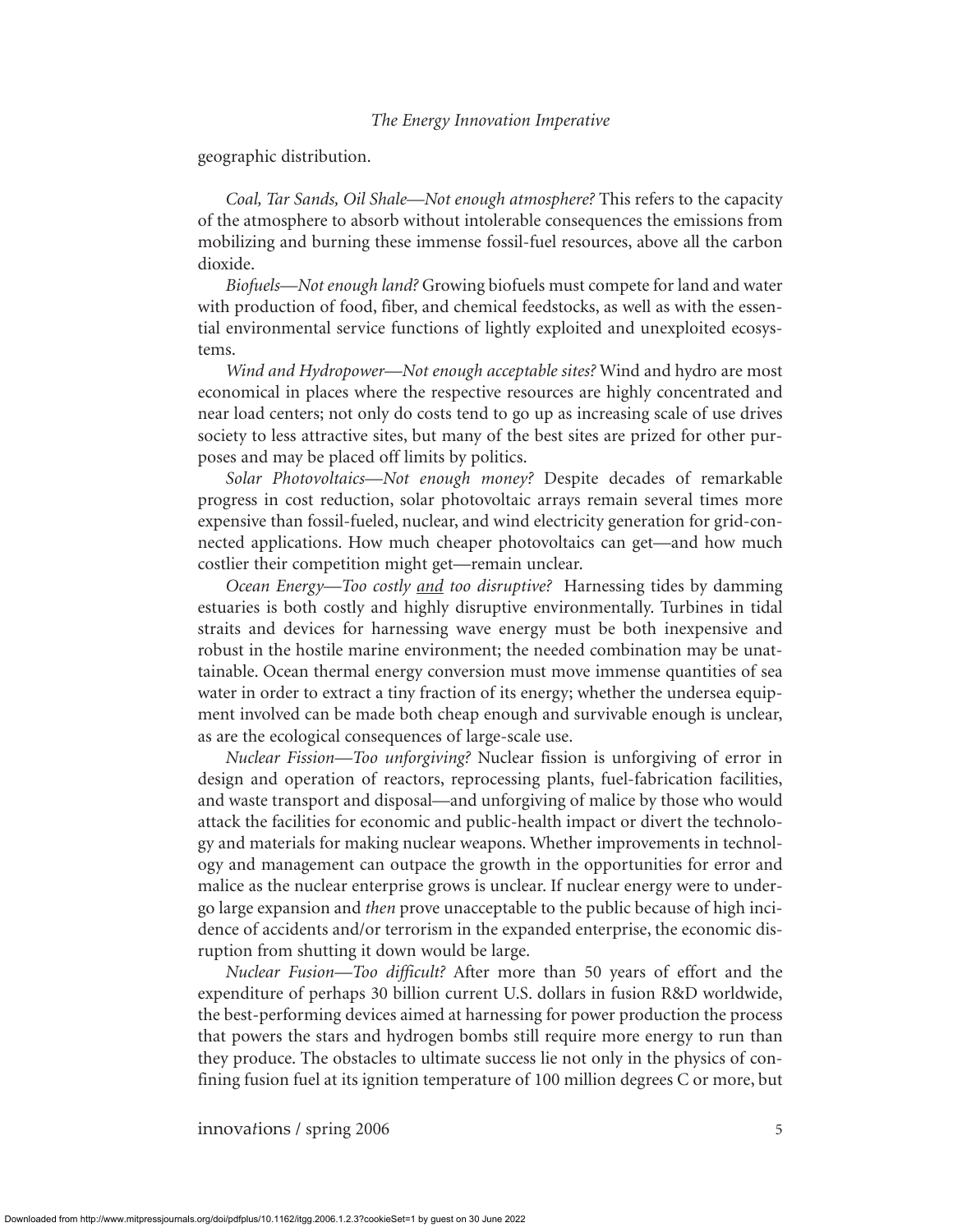geographic distribution.

*Coal, Tar Sands, Oil Shale—Not enough atmosphere?* This refers to the capacity of the atmosphere to absorb without intolerable consequences the emissions from mobilizing and burning these immense fossil-fuel resources, above all the carbon dioxide.

*Biofuels—Not enough land?* Growing biofuels must compete for land and water with production of food, fiber, and chemical feedstocks, as well as with the essential environmental service functions of lightly exploited and unexploited ecosystems.

*Wind and Hydropower—Not enough acceptable sites?* Wind and hydro are most economical in places where the respective resources are highly concentrated and near load centers; not only do costs tend to go up as increasing scale of use drives society to less attractive sites, but many of the best sites are prized for other purposes and may be placed off limits by politics.

*Solar Photovoltaics—Not enough money?* Despite decades of remarkable progress in cost reduction, solar photovoltaic arrays remain several times more expensive than fossil-fueled, nuclear, and wind electricity generation for grid-connected applications. How much cheaper photovoltaics can get—and how much costlier their competition might get—remain unclear.

*Ocean Energy—Too costly <u>and</u> too disruptive?* Harnessing tides by damming estuaries is both costly and highly disruptive environmentally. Turbines in tidal straits and devices for harnessing wave energy must be both inexpensive and robust in the hostile marine environment; the needed combination may be unattainable. Ocean thermal energy conversion must move immense quantities of sea water in order to extract a tiny fraction of its energy; whether the undersea equipment involved can be made both cheap enough and survivable enough is unclear, as are the ecological consequences of large-scale use.

*Nuclear Fission—Too unforgiving?* Nuclear fission is unforgiving of error in design and operation of reactors, reprocessing plants, fuel-fabrication facilities, and waste transport and disposal—and unforgiving of malice by those who would attack the facilities for economic and public-health impact or divert the technology and materials for making nuclear weapons. Whether improvements in technology and management can outpace the growth in the opportunities for error and malice as the nuclear enterprise grows is unclear. If nuclear energy were to undergo large expansion and *then* prove unacceptable to the public because of high incidence of accidents and/or terrorism in the expanded enterprise, the economic disruption from shutting it down would be large.

*Nuclear Fusion—Too difficult?* After more than 50 years of effort and the expenditure of perhaps 30 billion current U.S. dollars in fusion R&D worldwide, the best-performing devices aimed at harnessing for power production the process that powers the stars and hydrogen bombs still require more energy to run than they produce. The obstacles to ultimate success lie not only in the physics of confining fusion fuel at its ignition temperature of 100 million degrees C or more, but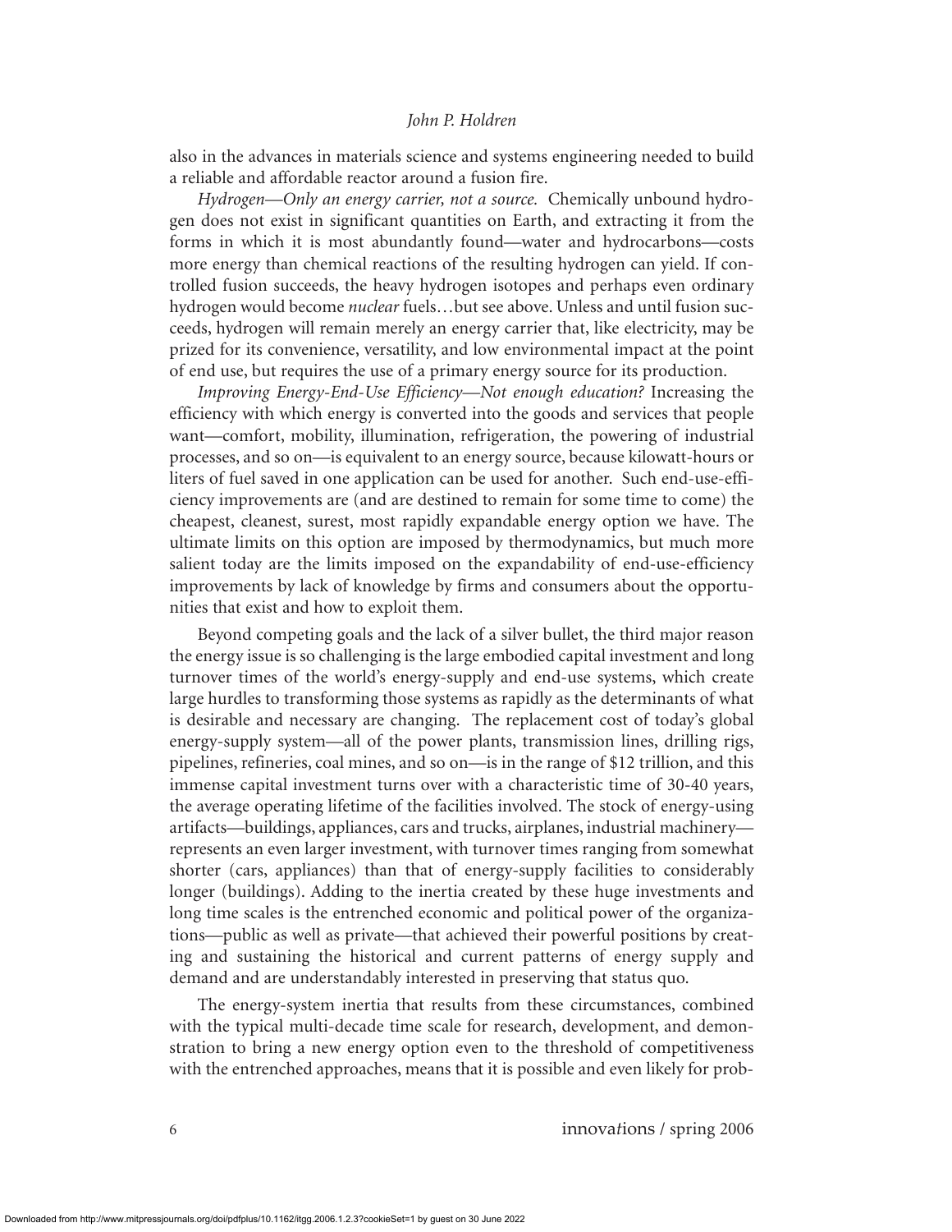also in the advances in materials science and systems engineering needed to build a reliable and affordable reactor around a fusion fire.

*Hydrogen—Only an energy carrier, not a source.* Chemically unbound hydrogen does not exist in significant quantities on Earth, and extracting it from the forms in which it is most abundantly found—water and hydrocarbons—costs more energy than chemical reactions of the resulting hydrogen can yield. If controlled fusion succeeds, the heavy hydrogen isotopes and perhaps even ordinary hydrogen would become *nuclear* fuels…but see above. Unless and until fusion succeeds, hydrogen will remain merely an energy carrier that, like electricity, may be prized for its convenience, versatility, and low environmental impact at the point of end use, but requires the use of a primary energy source for its production.

*Improving Energy-End-Use Efficiency—Not enough education?* Increasing the efficiency with which energy is converted into the goods and services that people want—comfort, mobility, illumination, refrigeration, the powering of industrial processes, and so on—is equivalent to an energy source, because kilowatt-hours or liters of fuel saved in one application can be used for another. Such end-use-efficiency improvements are (and are destined to remain for some time to come) the cheapest, cleanest, surest, most rapidly expandable energy option we have. The ultimate limits on this option are imposed by thermodynamics, but much more salient today are the limits imposed on the expandability of end-use-efficiency improvements by lack of knowledge by firms and consumers about the opportunities that exist and how to exploit them.

Beyond competing goals and the lack of a silver bullet, the third major reason the energy issue is so challenging is the large embodied capital investment and long turnover times of the world's energy-supply and end-use systems, which create large hurdles to transforming those systems as rapidly as the determinants of what is desirable and necessary are changing. The replacement cost of today's global energy-supply system—all of the power plants, transmission lines, drilling rigs, pipelines, refineries, coal mines, and so on—is in the range of $12 trillion, and this immense capital investment turns over with a characteristic time of 30-40 years, the average operating lifetime of the facilities involved. The stock of energy-using artifacts—buildings, appliances, cars and trucks, airplanes, industrial machinery—represents an even larger investment, with turnover times ranging from somewhat shorter (cars, appliances) than that of energy-supply facilities to considerably longer (buildings). Adding to the inertia created by these huge investments and long time scales is the entrenched economic and political power of the organizations—public as well as private—that achieved their powerful positions by creating and sustaining the historical and current patterns of energy supply and demand and are understandably interested in preserving that status quo.

The energy-system inertia that results from these circumstances, combined with the typical multi-decade time scale for research, development, and demonstration to bring a new energy option even to the threshold of competitiveness with the entrenched approaches, means that it is possible and even likely for prob-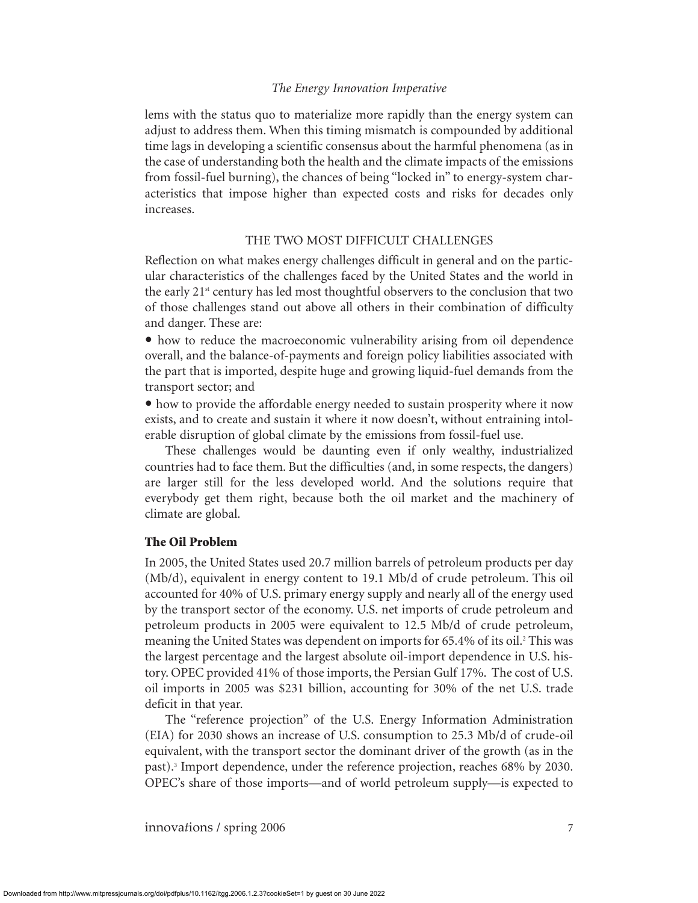lems with the status quo to materialize more rapidly than the energy system can adjust to address them. When this timing mismatch is compounded by additional time lags in developing a scientific consensus about the harmful phenomena (as in the case of understanding both the health and the climate impacts of the emissions from fossil-fuel burning), the chances of being "locked in" to energy-system characteristics that impose higher than expected costs and risks for decades only increases.

## THE TWO MOST DIFFICULT CHALLENGES

Reflection on what makes energy challenges difficult in general and on the particular characteristics of the challenges faced by the United States and the world in the early 21st century has led most thoughtful observers to the conclusion that two of those challenges stand out above all others in their combination of difficulty and danger. These are:

- how to reduce the macroeconomic vulnerability arising from oil dependence overall, and the balance-of-payments and foreign policy liabilities associated with the part that is imported, despite huge and growing liquid-fuel demands from the transport sector; and
- how to provide the affordable energy needed to sustain prosperity where it now exists, and to create and sustain it where it now doesn't, without entraining intolerable disruption of global climate by the emissions from fossil-fuel use.

These challenges would be daunting even if only wealthy, industrialized countries had to face them. But the difficulties (and, in some respects, the dangers) are larger still for the less developed world. And the solutions require that everybody get them right, because both the oil market and the machinery of climate are global.

### The Oil Problem

In 2005, the United States used 20.7 million barrels of petroleum products per day (Mb/d), equivalent in energy content to 19.1 Mb/d of crude petroleum. This oil accounted for 40% of U.S. primary energy supply and nearly all of the energy used by the transport sector of the economy. U.S. net imports of crude petroleum and petroleum products in 2005 were equivalent to 12.5 Mb/d of crude petroleum, meaning the United States was dependent on imports for 65.4% of its oil.[2] This was the largest percentage and the largest absolute oil-import dependence in U.S. history. OPEC provided 41% of those imports, the Persian Gulf 17%. The cost of U.S. oil imports in 2005 was $231 billion, accounting for 30% of the net U.S. trade deficit in that year.

The "reference projection" of the U.S. Energy Information Administration (EIA) for 2030 shows an increase of U.S. consumption to 25.3 Mb/d of crude-oil equivalent, with the transport sector the dominant driver of the growth (as in the past).[3] Import dependence, under the reference projection, reaches 68% by 2030. OPEC's share of those imports—and of world petroleum supply—is expected to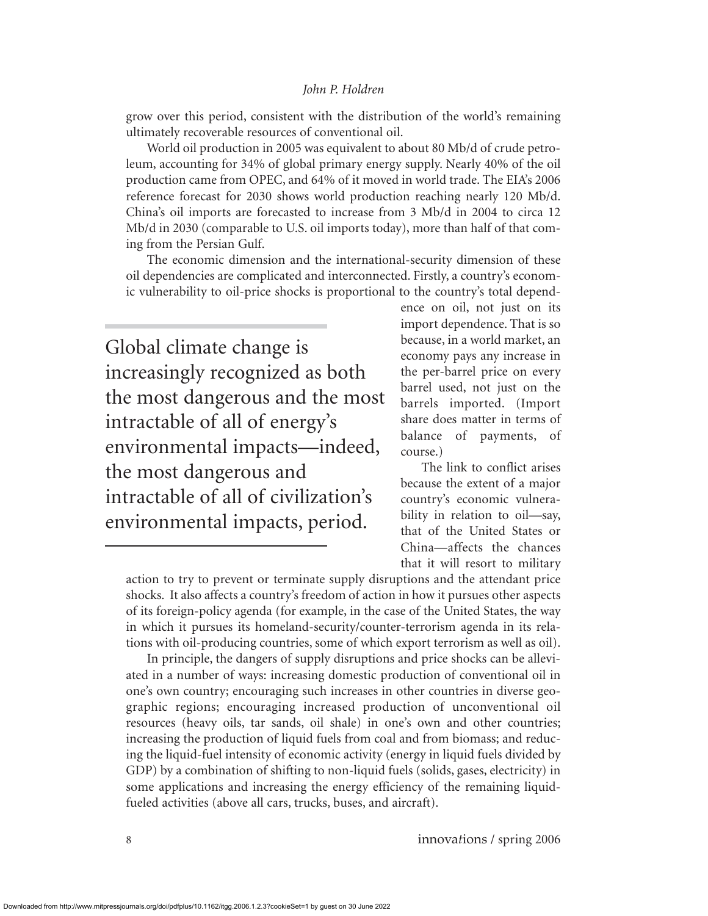grow over this period, consistent with the distribution of the world's remaining ultimately recoverable resources of conventional oil.

World oil production in 2005 was equivalent to about 80 Mb/d of crude petroleum, accounting for 34% of global primary energy supply. Nearly 40% of the oil production came from OPEC, and 64% of it moved in world trade. The EIA's 2006 reference forecast for 2030 shows world production reaching nearly 120 Mb/d. China's oil imports are forecasted to increase from 3 Mb/d in 2004 to circa 12 Mb/d in 2030 (comparable to U.S. oil imports today), more than half of that coming from the Persian Gulf.

The economic dimension and the international-security dimension of these oil dependencies are complicated and interconnected. Firstly, a country's economic vulnerability to oil-price shocks is proportional to the country's total dependence on oil, not just on its import dependence. That is so because, in a world market, an economy pays any increase in the per-barrel price on every barrel used, not just on the barrels imported. (Import share does matter in terms of balance of payments, of course.)

> Global climate change is increasingly recognized as both the most dangerous and the most intractable of all of energy's environmental impacts—indeed, the most dangerous and intractable of all of civilization's environmental impacts, period.

The link to conflict arises because the extent of a major country's economic vulnerability in relation to oil—say, that of the United States or China—affects the chances that it will resort to military action to try to prevent or terminate supply disruptions and the attendant price shocks. It also affects a country's freedom of action in how it pursues other aspects of its foreign-policy agenda (for example, in the case of the United States, the way in which it pursues its homeland-security/counter-terrorism agenda in its relations with oil-producing countries, some of which export terrorism as well as oil).

In principle, the dangers of supply disruptions and price shocks can be alleviated in a number of ways: increasing domestic production of conventional oil in one's own country; encouraging such increases in other countries in diverse geographic regions; encouraging increased production of unconventional oil resources (heavy oils, tar sands, oil shale) in one's own and other countries; increasing the production of liquid fuels from coal and from biomass; and reducing the liquid-fuel intensity of economic activity (energy in liquid fuels divided by GDP) by a combination of shifting to non-liquid fuels (solids, gases, electricity) in some applications and increasing the energy efficiency of the remaining liquid-fueled activities (above all cars, trucks, buses, and aircraft).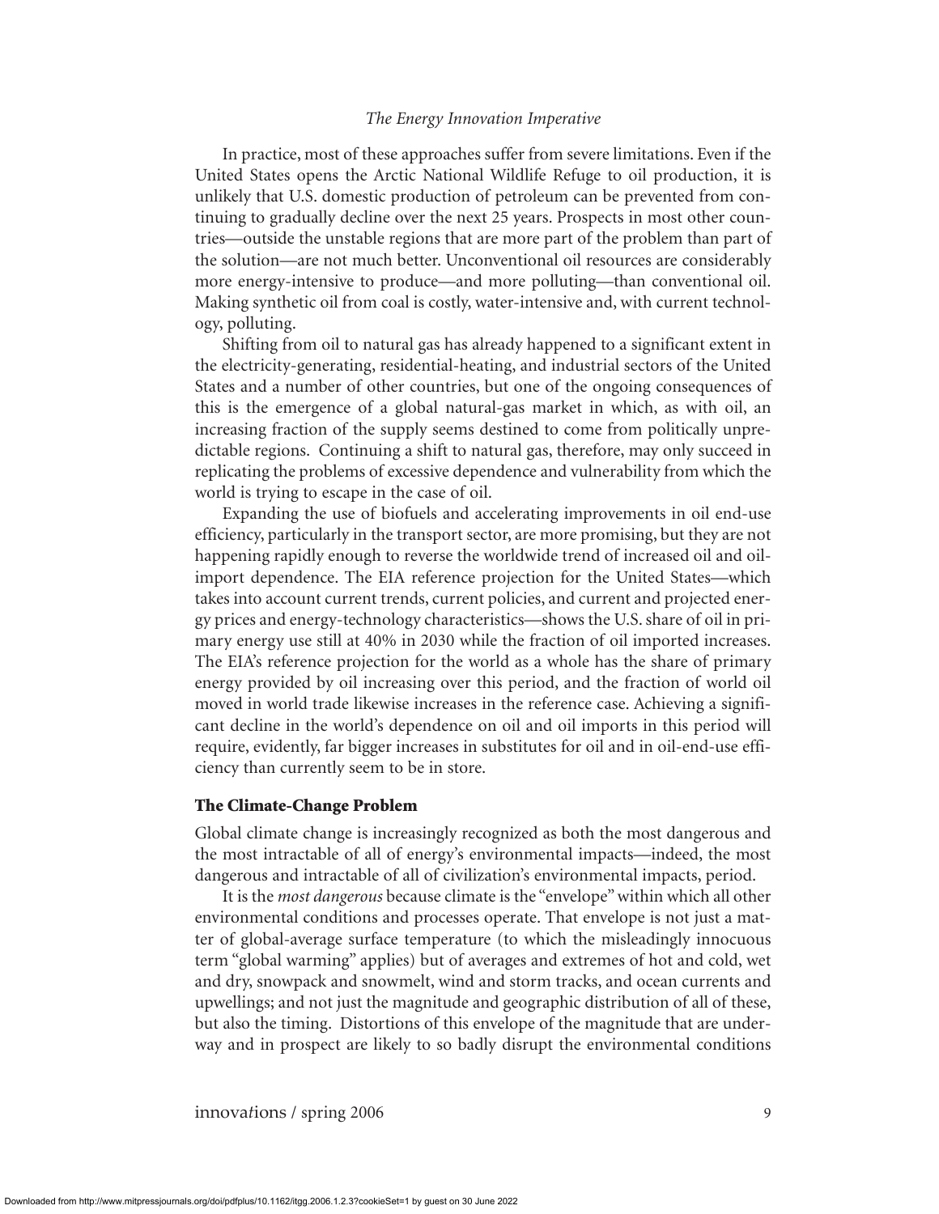In practice, most of these approaches suffer from severe limitations. Even if the United States opens the Arctic National Wildlife Refuge to oil production, it is unlikely that U.S. domestic production of petroleum can be prevented from continuing to gradually decline over the next 25 years. Prospects in most other countries—outside the unstable regions that are more part of the problem than part of the solution—are not much better. Unconventional oil resources are considerably more energy-intensive to produce—and more polluting—than conventional oil. Making synthetic oil from coal is costly, water-intensive and, with current technology, polluting.

Shifting from oil to natural gas has already happened to a significant extent in the electricity-generating, residential-heating, and industrial sectors of the United States and a number of other countries, but one of the ongoing consequences of this is the emergence of a global natural-gas market in which, as with oil, an increasing fraction of the supply seems destined to come from politically unpredictable regions. Continuing a shift to natural gas, therefore, may only succeed in replicating the problems of excessive dependence and vulnerability from which the world is trying to escape in the case of oil.

Expanding the use of biofuels and accelerating improvements in oil end-use efficiency, particularly in the transport sector, are more promising, but they are not happening rapidly enough to reverse the worldwide trend of increased oil and oil-import dependence. The EIA reference projection for the United States—which takes into account current trends, current policies, and current and projected energy prices and energy-technology characteristics—shows the U.S. share of oil in primary energy use still at 40% in 2030 while the fraction of oil imported increases. The EIA's reference projection for the world as a whole has the share of primary energy provided by oil increasing over this period, and the fraction of world oil moved in world trade likewise increases in the reference case. Achieving a significant decline in the world's dependence on oil and oil imports in this period will require, evidently, far bigger increases in substitutes for oil and in oil-end-use efficiency than currently seem to be in store.

## The Climate-Change Problem

Global climate change is increasingly recognized as both the most dangerous and the most intractable of all of energy's environmental impacts—indeed, the most dangerous and intractable of all of civilization's environmental impacts, period.

It is the *most dangerous* because climate is the "envelope" within which all other environmental conditions and processes operate. That envelope is not just a matter of global-average surface temperature (to which the misleadingly innocuous term "global warming" applies) but of averages and extremes of hot and cold, wet and dry, snowpack and snowmelt, wind and storm tracks, and ocean currents and upwellings; and not just the magnitude and geographic distribution of all of these, but also the timing. Distortions of this envelope of the magnitude that are underway and in prospect are likely to so badly disrupt the environmental conditions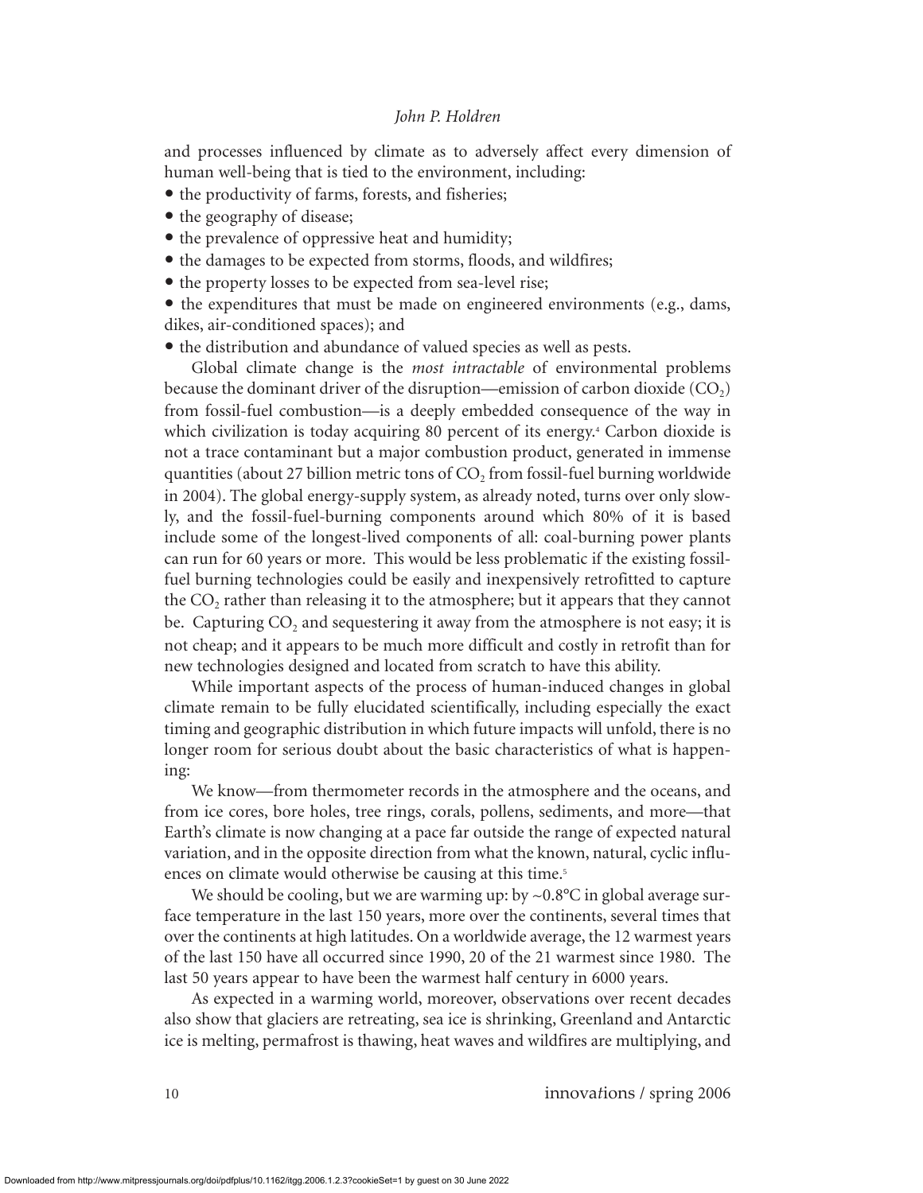and processes influenced by climate as to adversely affect every dimension of human well-being that is tied to the environment, including:

- the productivity of farms, forests, and fisheries;
- the geography of disease;
- the prevalence of oppressive heat and humidity;
- the damages to be expected from storms, floods, and wildfires;
- the property losses to be expected from sea-level rise;
- the expenditures that must be made on engineered environments (e.g., dams, dikes, air-conditioned spaces); and
- the distribution and abundance of valued species as well as pests.

Global climate change is the *most intractable* of environmental problems because the dominant driver of the disruption—emission of carbon dioxide ($CO_2$) from fossil-fuel combustion—is a deeply embedded consequence of the way in which civilization is today acquiring 80 percent of its energy.[4] Carbon dioxide is not a trace contaminant but a major combustion product, generated in immense quantities (about 27 billion metric tons of $CO_2$ from fossil-fuel burning worldwide in 2004). The global energy-supply system, as already noted, turns over only slowly, and the fossil-fuel-burning components around which 80% of it is based include some of the longest-lived components of all: coal-burning power plants can run for 60 years or more. This would be less problematic if the existing fossil-fuel burning technologies could be easily and inexpensively retrofitted to capture the $CO_2$ rather than releasing it to the atmosphere; but it appears that they cannot be. Capturing $CO_2$ and sequestering it away from the atmosphere is not easy; it is not cheap; and it appears to be much more difficult and costly in retrofit than for new technologies designed and located from scratch to have this ability.

While important aspects of the process of human-induced changes in global climate remain to be fully elucidated scientifically, including especially the exact timing and geographic distribution in which future impacts will unfold, there is no longer room for serious doubt about the basic characteristics of what is happening:

We know—from thermometer records in the atmosphere and the oceans, and from ice cores, bore holes, tree rings, corals, pollens, sediments, and more—that Earth's climate is now changing at a pace far outside the range of expected natural variation, and in the opposite direction from what the known, natural, cyclic influences on climate would otherwise be causing at this time.[5]

We should be cooling, but we are warming up: by ~0.8°C in global average surface temperature in the last 150 years, more over the continents, several times that over the continents at high latitudes. On a worldwide average, the 12 warmest years of the last 150 have all occurred since 1990, 20 of the 21 warmest since 1980. The last 50 years appear to have been the warmest half century in 6000 years.

As expected in a warming world, moreover, observations over recent decades also show that glaciers are retreating, sea ice is shrinking, Greenland and Antarctic ice is melting, permafrost is thawing, heat waves and wildfires are multiplying, and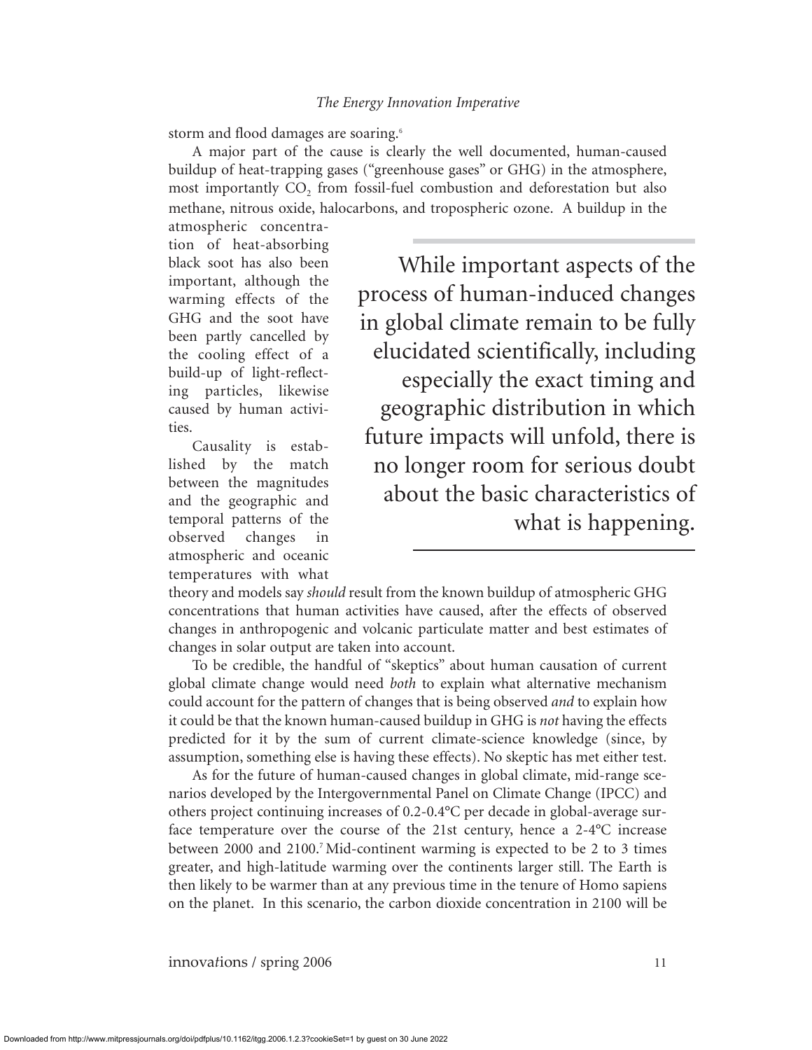storm and flood damages are soaring.[6]

A major part of the cause is clearly the well documented, human-caused buildup of heat-trapping gases ("greenhouse gases" or GHG) in the atmosphere, most importantly $CO_2$ from fossil-fuel combustion and deforestation but also methane, nitrous oxide, halocarbons, and tropospheric ozone. A buildup in the atmospheric concentration of heat-absorbing black soot has also been important, although the warming effects of the GHG and the soot have been partly cancelled by the cooling effect of a build-up of light-reflecting particles, likewise caused by human activities.

> While important aspects of the process of human-induced changes in global climate remain to be fully elucidated scientifically, including especially the exact timing and geographic distribution in which future impacts will unfold, there is no longer room for serious doubt about the basic characteristics of what is happening.

Causality is established by the match between the magnitudes and the geographic and temporal patterns of the observed changes in atmospheric and oceanic temperatures with what theory and models say *should* result from the known buildup of atmospheric GHG concentrations that human activities have caused, after the effects of observed changes in anthropogenic and volcanic particulate matter and best estimates of changes in solar output are taken into account.

To be credible, the handful of "skeptics" about human causation of current global climate change would need *both* to explain what alternative mechanism could account for the pattern of changes that is being observed *and* to explain how it could be that the known human-caused buildup in GHG is *not* having the effects predicted for it by the sum of current climate-science knowledge (since, by assumption, something else is having these effects). No skeptic has met either test.

As for the future of human-caused changes in global climate, mid-range scenarios developed by the Intergovernmental Panel on Climate Change (IPCC) and others project continuing increases of 0.2-0.4°C per decade in global-average surface temperature over the course of the 21st century, hence a 2-4°C increase between 2000 and 2100.[7] Mid-continent warming is expected to be 2 to 3 times greater, and high-latitude warming over the continents larger still. The Earth is then likely to be warmer than at any previous time in the tenure of Homo sapiens on the planet. In this scenario, the carbon dioxide concentration in 2100 will be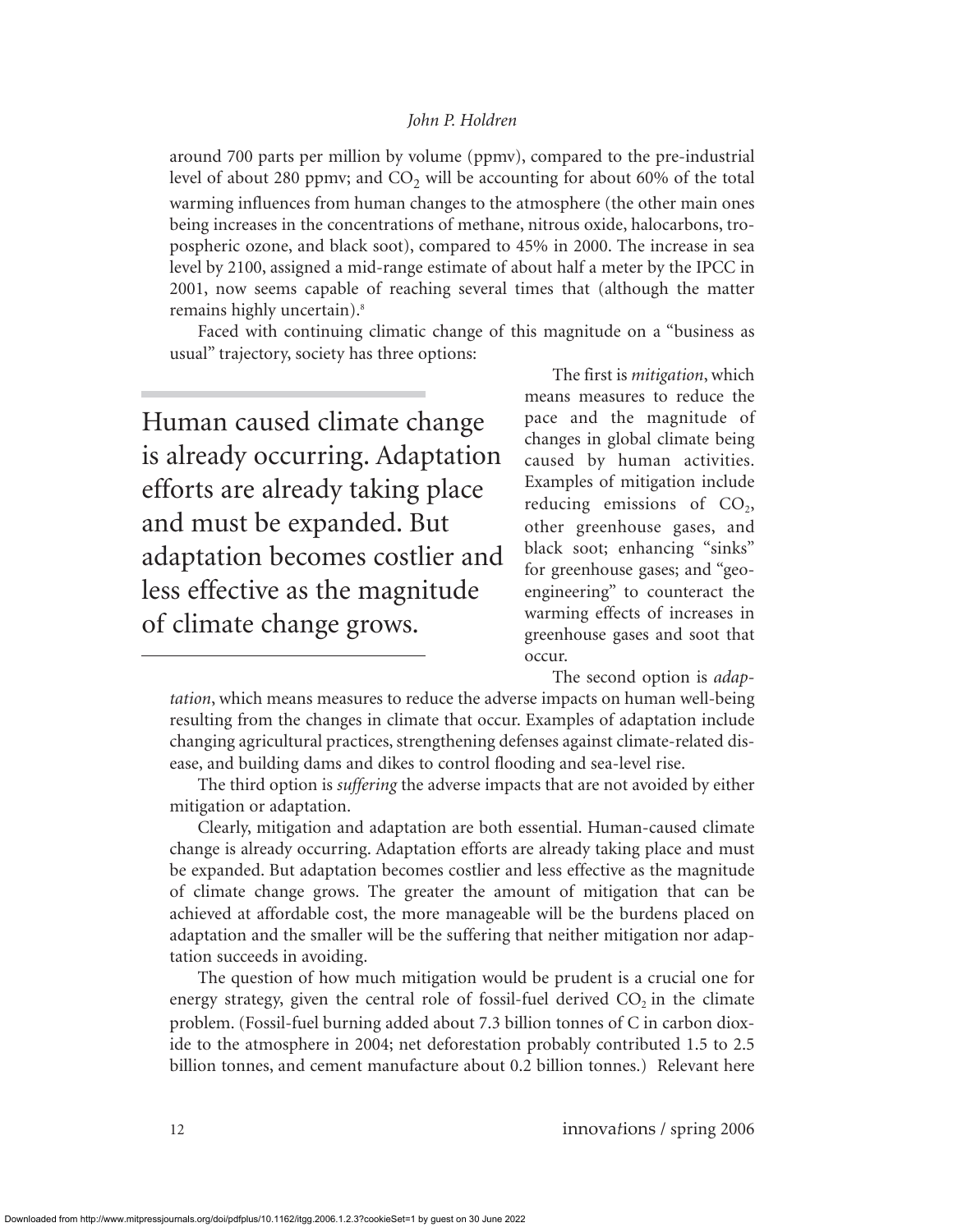around 700 parts per million by volume (ppmv), compared to the pre-industrial level of about 280 ppmv; and $CO_2$ will be accounting for about 60% of the total warming influences from human changes to the atmosphere (the other main ones being increases in the concentrations of methane, nitrous oxide, halocarbons, tropospheric ozone, and black soot), compared to 45% in 2000. The increase in sea level by 2100, assigned a mid-range estimate of about half a meter by the IPCC in 2001, now seems capable of reaching several times that (although the matter remains highly uncertain).[8]

Faced with continuing climatic change of this magnitude on a "business as usual" trajectory, society has three options:

> Human caused climate change is already occurring. Adaptation efforts are already taking place and must be expanded. But adaptation becomes costlier and less effective as the magnitude of climate change grows.

The first is *mitigation*, which means measures to reduce the pace and the magnitude of changes in global climate being caused by human activities. Examples of mitigation include reducing emissions of $CO_2$, other greenhouse gases, and black soot; enhancing "sinks" for greenhouse gases; and "geoengineering" to counteract the warming effects of increases in greenhouse gases and soot that occur.

The second option is *adaptation*, which means measures to reduce the adverse impacts on human well-being resulting from the changes in climate that occur. Examples of adaptation include changing agricultural practices, strengthening defenses against climate-related disease, and building dams and dikes to control flooding and sea-level rise.

The third option is *suffering* the adverse impacts that are not avoided by either mitigation or adaptation.

Clearly, mitigation and adaptation are both essential. Human-caused climate change is already occurring. Adaptation efforts are already taking place and must be expanded. But adaptation becomes costlier and less effective as the magnitude of climate change grows. The greater the amount of mitigation that can be achieved at affordable cost, the more manageable will be the burdens placed on adaptation and the smaller will be the suffering that neither mitigation nor adaptation succeeds in avoiding.

The question of how much mitigation would be prudent is a crucial one for energy strategy, given the central role of fossil-fuel derived $CO_2$ in the climate problem. (Fossil-fuel burning added about 7.3 billion tonnes of C in carbon dioxide to the atmosphere in 2004; net deforestation probably contributed 1.5 to 2.5 billion tonnes, and cement manufacture about 0.2 billion tonnes.) Relevant here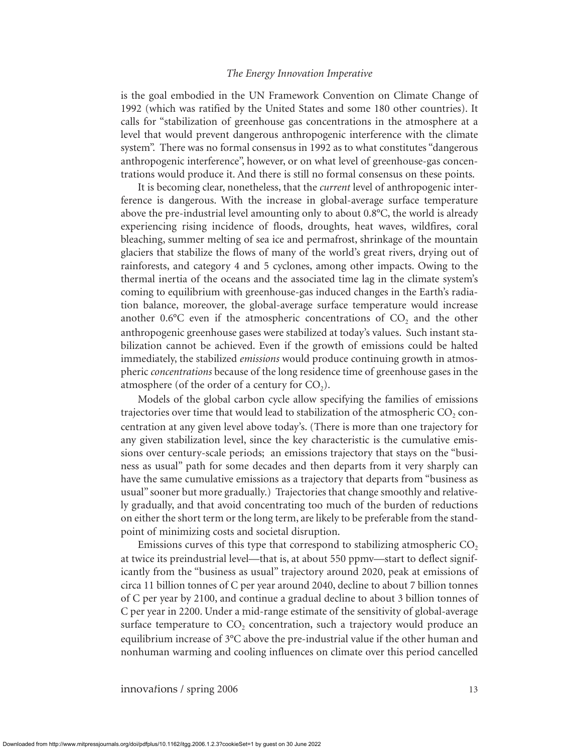is the goal embodied in the UN Framework Convention on Climate Change of 1992 (which was ratified by the United States and some 180 other countries). It calls for "stabilization of greenhouse gas concentrations in the atmosphere at a level that would prevent dangerous anthropogenic interference with the climate system". There was no formal consensus in 1992 as to what constitutes "dangerous anthropogenic interference", however, or on what level of greenhouse-gas concentrations would produce it. And there is still no formal consensus on these points.

It is becoming clear, nonetheless, that the *current* level of anthropogenic interference is dangerous. With the increase in global-average surface temperature above the pre-industrial level amounting only to about 0.8°C, the world is already experiencing rising incidence of floods, droughts, heat waves, wildfires, coral bleaching, summer melting of sea ice and permafrost, shrinkage of the mountain glaciers that stabilize the flows of many of the world's great rivers, drying out of rainforests, and category 4 and 5 cyclones, among other impacts. Owing to the thermal inertia of the oceans and the associated time lag in the climate system's coming to equilibrium with greenhouse-gas induced changes in the Earth's radiation balance, moreover, the global-average surface temperature would increase another 0.6°C even if the atmospheric concentrations of $CO_2$ and the other anthropogenic greenhouse gases were stabilized at today's values. Such instant stabilization cannot be achieved. Even if the growth of emissions could be halted immediately, the stabilized *emissions* would produce continuing growth in atmospheric *concentrations* because of the long residence time of greenhouse gases in the atmosphere (of the order of a century for $CO_2$).

Models of the global carbon cycle allow specifying the families of emissions trajectories over time that would lead to stabilization of the atmospheric $CO_2$ concentration at any given level above today's. (There is more than one trajectory for any given stabilization level, since the key characteristic is the cumulative emissions over century-scale periods; an emissions trajectory that stays on the "business as usual" path for some decades and then departs from it very sharply can have the same cumulative emissions as a trajectory that departs from "business as usual" sooner but more gradually.) Trajectories that change smoothly and relatively gradually, and that avoid concentrating too much of the burden of reductions on either the short term or the long term, are likely to be preferable from the standpoint of minimizing costs and societal disruption.

Emissions curves of this type that correspond to stabilizing atmospheric $CO_2$ at twice its preindustrial level—that is, at about 550 ppmv—start to deflect significantly from the "business as usual" trajectory around 2020, peak at emissions of circa 11 billion tonnes of C per year around 2040, decline to about 7 billion tonnes of C per year by 2100, and continue a gradual decline to about 3 billion tonnes of C per year in 2200. Under a mid-range estimate of the sensitivity of global-average surface temperature to $CO_2$ concentration, such a trajectory would produce an equilibrium increase of 3°C above the pre-industrial value if the other human and nonhuman warming and cooling influences on climate over this period cancelled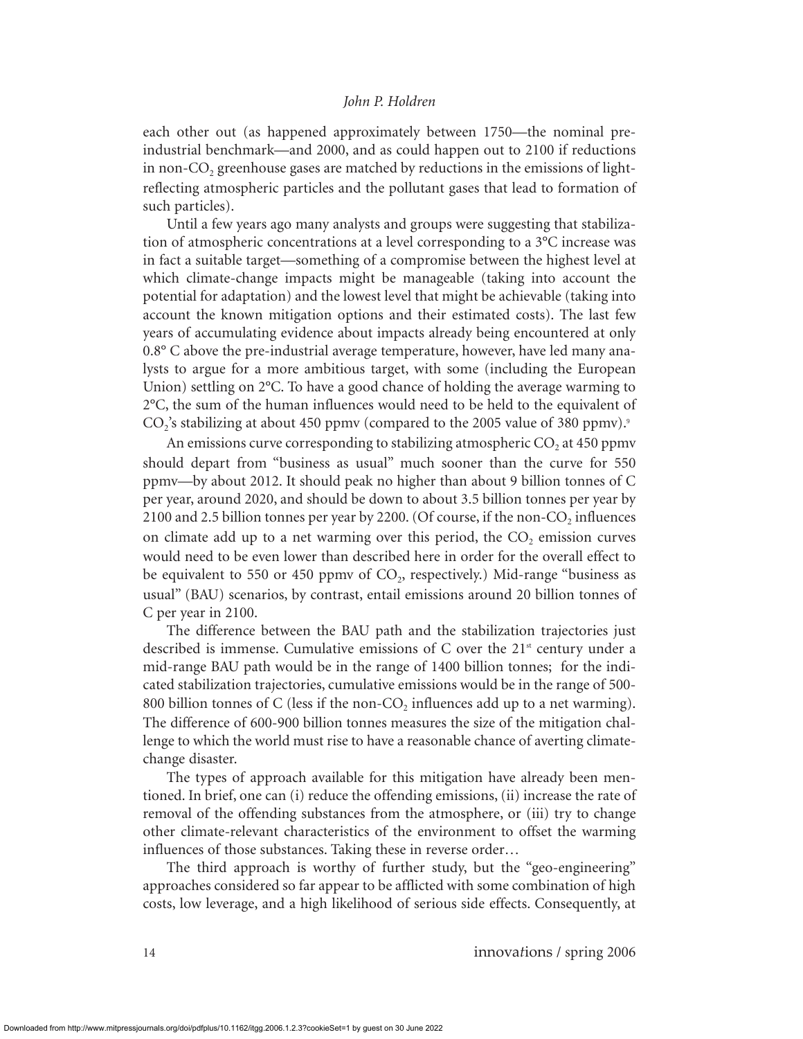each other out (as happened approximately between 1750—the nominal pre-industrial benchmark—and 2000, and as could happen out to 2100 if reductions in non-$CO_2$ greenhouse gases are matched by reductions in the emissions of light-reflecting atmospheric particles and the pollutant gases that lead to formation of such particles).

Until a few years ago many analysts and groups were suggesting that stabilization of atmospheric concentrations at a level corresponding to a 3°C increase was in fact a suitable target—something of a compromise between the highest level at which climate-change impacts might be manageable (taking into account the potential for adaptation) and the lowest level that might be achievable (taking into account the known mitigation options and their estimated costs). The last few years of accumulating evidence about impacts already being encountered at only 0.8° C above the pre-industrial average temperature, however, have led many analysts to argue for a more ambitious target, with some (including the European Union) settling on 2°C. To have a good chance of holding the average warming to 2°C, the sum of the human influences would need to be held to the equivalent of $CO_2$'s stabilizing at about 450 ppmv (compared to the 2005 value of 380 ppmv).[9]

An emissions curve corresponding to stabilizing atmospheric $CO_2$ at 450 ppmv should depart from "business as usual" much sooner than the curve for 550 ppmv—by about 2012. It should peak no higher than about 9 billion tonnes of C per year, around 2020, and should be down to about 3.5 billion tonnes per year by 2100 and 2.5 billion tonnes per year by 2200. (Of course, if the non-$CO_2$ influences on climate add up to a net warming over this period, the $CO_2$ emission curves would need to be even lower than described here in order for the overall effect to be equivalent to 550 or 450 ppmv of $CO_2$, respectively.) Mid-range "business as usual" (BAU) scenarios, by contrast, entail emissions around 20 billion tonnes of C per year in 2100.

The difference between the BAU path and the stabilization trajectories just described is immense. Cumulative emissions of C over the 21st century under a mid-range BAU path would be in the range of 1400 billion tonnes; for the indicated stabilization trajectories, cumulative emissions would be in the range of 500-800 billion tonnes of C (less if the non-$CO_2$ influences add up to a net warming). The difference of 600-900 billion tonnes measures the size of the mitigation challenge to which the world must rise to have a reasonable chance of averting climate-change disaster.

The types of approach available for this mitigation have already been mentioned. In brief, one can (i) reduce the offending emissions, (ii) increase the rate of removal of the offending substances from the atmosphere, or (iii) try to change other climate-relevant characteristics of the environment to offset the warming influences of those substances. Taking these in reverse order…

The third approach is worthy of further study, but the "geo-engineering" approaches considered so far appear to be afflicted with some combination of high costs, low leverage, and a high likelihood of serious side effects. Consequently, at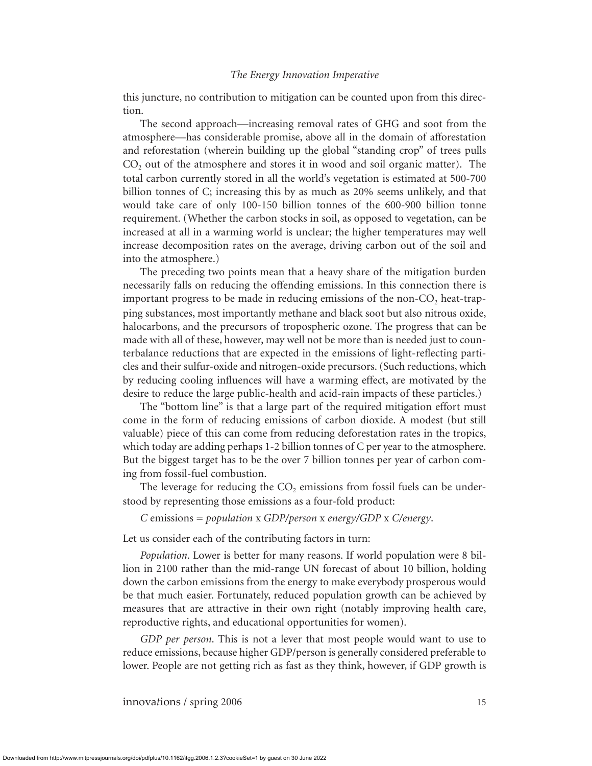this juncture, no contribution to mitigation can be counted upon from this direction.

The second approach—increasing removal rates of GHG and soot from the atmosphere—has considerable promise, above all in the domain of afforestation and reforestation (wherein building up the global "standing crop" of trees pulls $CO_2$ out of the atmosphere and stores it in wood and soil organic matter). The total carbon currently stored in all the world's vegetation is estimated at 500-700 billion tonnes of C; increasing this by as much as 20% seems unlikely, and that would take care of only 100-150 billion tonnes of the 600-900 billion tonne requirement. (Whether the carbon stocks in soil, as opposed to vegetation, can be increased at all in a warming world is unclear; the higher temperatures may well increase decomposition rates on the average, driving carbon out of the soil and into the atmosphere.)

The preceding two points mean that a heavy share of the mitigation burden necessarily falls on reducing the offending emissions. In this connection there is important progress to be made in reducing emissions of the non-$CO_2$ heat-trapping substances, most importantly methane and black soot but also nitrous oxide, halocarbons, and the precursors of tropospheric ozone. The progress that can be made with all of these, however, may well not be more than is needed just to counterbalance reductions that are expected in the emissions of light-reflecting particles and their sulfur-oxide and nitrogen-oxide precursors. (Such reductions, which by reducing cooling influences will have a warming effect, are motivated by the desire to reduce the large public-health and acid-rain impacts of these particles.)

The "bottom line" is that a large part of the required mitigation effort must come in the form of reducing emissions of carbon dioxide. A modest (but still valuable) piece of this can come from reducing deforestation rates in the tropics, which today are adding perhaps 1-2 billion tonnes of C per year to the atmosphere. But the biggest target has to be the over 7 billion tonnes per year of carbon coming from fossil-fuel combustion.

The leverage for reducing the $CO_2$ emissions from fossil fuels can be understood by representing those emissions as a four-fold product:

*C* emissions = *population* x *GDP/person* x *energy/GDP* x *C/energy*.

Let us consider each of the contributing factors in turn:

*Population*. Lower is better for many reasons. If world population were 8 billion in 2100 rather than the mid-range UN forecast of about 10 billion, holding down the carbon emissions from the energy to make everybody prosperous would be that much easier. Fortunately, reduced population growth can be achieved by measures that are attractive in their own right (notably improving health care, reproductive rights, and educational opportunities for women).

*GDP per person*. This is not a lever that most people would want to use to reduce emissions, because higher GDP/person is generally considered preferable to lower. People are not getting rich as fast as they think, however, if GDP growth is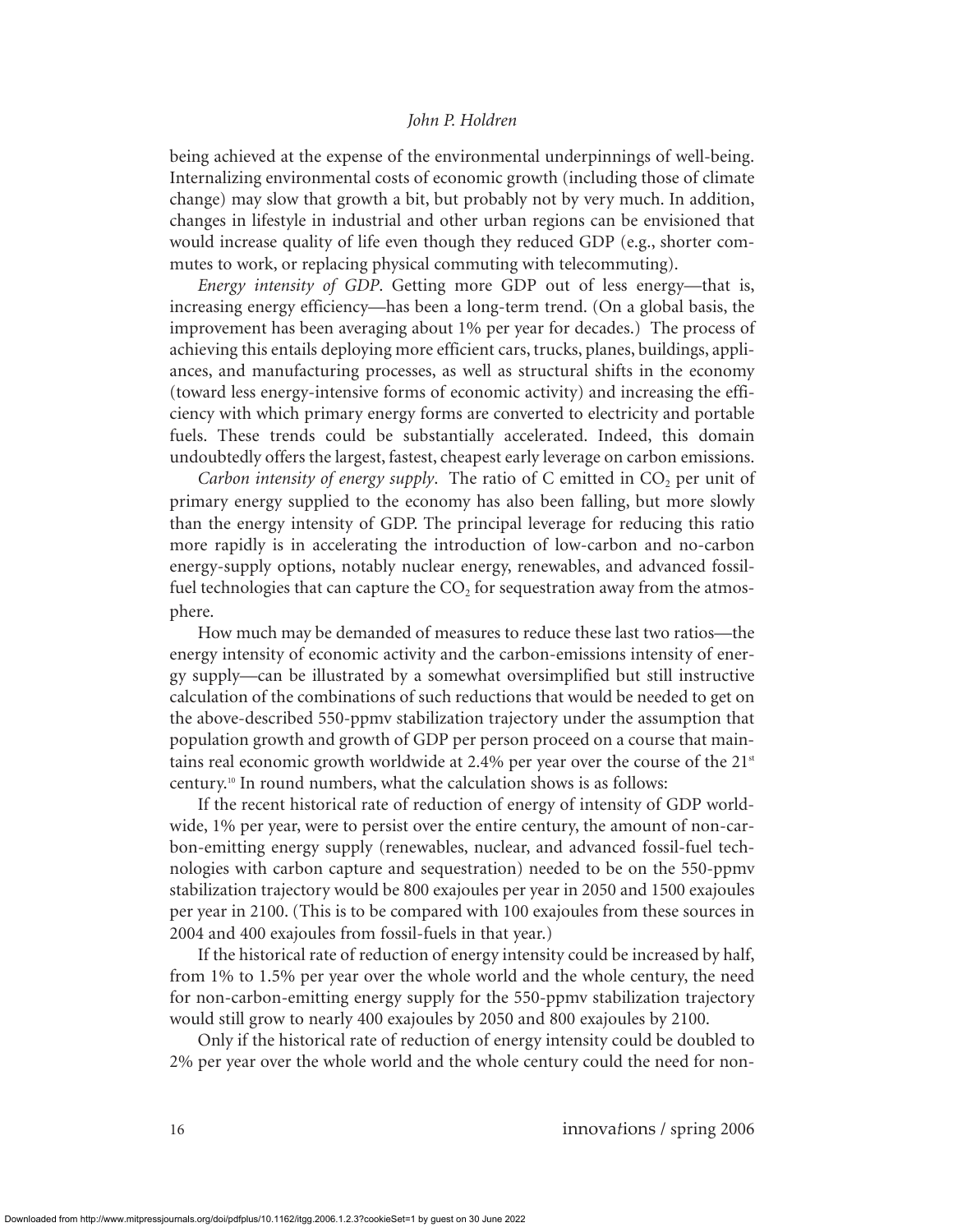being achieved at the expense of the environmental underpinnings of well-being. Internalizing environmental costs of economic growth (including those of climate change) may slow that growth a bit, but probably not by very much. In addition, changes in lifestyle in industrial and other urban regions can be envisioned that would increase quality of life even though they reduced GDP (e.g., shorter commutes to work, or replacing physical commuting with telecommuting).

*Energy intensity of GDP*. Getting more GDP out of less energy—that is, increasing energy efficiency—has been a long-term trend. (On a global basis, the improvement has been averaging about 1% per year for decades.) The process of achieving this entails deploying more efficient cars, trucks, planes, buildings, appliances, and manufacturing processes, as well as structural shifts in the economy (toward less energy-intensive forms of economic activity) and increasing the efficiency with which primary energy forms are converted to electricity and portable fuels. These trends could be substantially accelerated. Indeed, this domain undoubtedly offers the largest, fastest, cheapest early leverage on carbon emissions.

*Carbon intensity of energy supply*. The ratio of C emitted in $CO_2$ per unit of primary energy supplied to the economy has also been falling, but more slowly than the energy intensity of GDP. The principal leverage for reducing this ratio more rapidly is in accelerating the introduction of low-carbon and no-carbon energy-supply options, notably nuclear energy, renewables, and advanced fossil-fuel technologies that can capture the $CO_2$ for sequestration away from the atmosphere.

How much may be demanded of measures to reduce these last two ratios—the energy intensity of economic activity and the carbon-emissions intensity of energy supply—can be illustrated by a somewhat oversimplified but still instructive calculation of the combinations of such reductions that would be needed to get on the above-described 550-ppmv stabilization trajectory under the assumption that population growth and growth of GDP per person proceed on a course that maintains real economic growth worldwide at 2.4% per year over the course of the 21st century.[10] In round numbers, what the calculation shows is as follows:

If the recent historical rate of reduction of energy of intensity of GDP worldwide, 1% per year, were to persist over the entire century, the amount of non-carbon-emitting energy supply (renewables, nuclear, and advanced fossil-fuel technologies with carbon capture and sequestration) needed to be on the 550-ppmv stabilization trajectory would be 800 exajoules per year in 2050 and 1500 exajoules per year in 2100. (This is to be compared with 100 exajoules from these sources in 2004 and 400 exajoules from fossil-fuels in that year.)

If the historical rate of reduction of energy intensity could be increased by half, from 1% to 1.5% per year over the whole world and the whole century, the need for non-carbon-emitting energy supply for the 550-ppmv stabilization trajectory would still grow to nearly 400 exajoules by 2050 and 800 exajoules by 2100.

Only if the historical rate of reduction of energy intensity could be doubled to 2% per year over the whole world and the whole century could the need for non-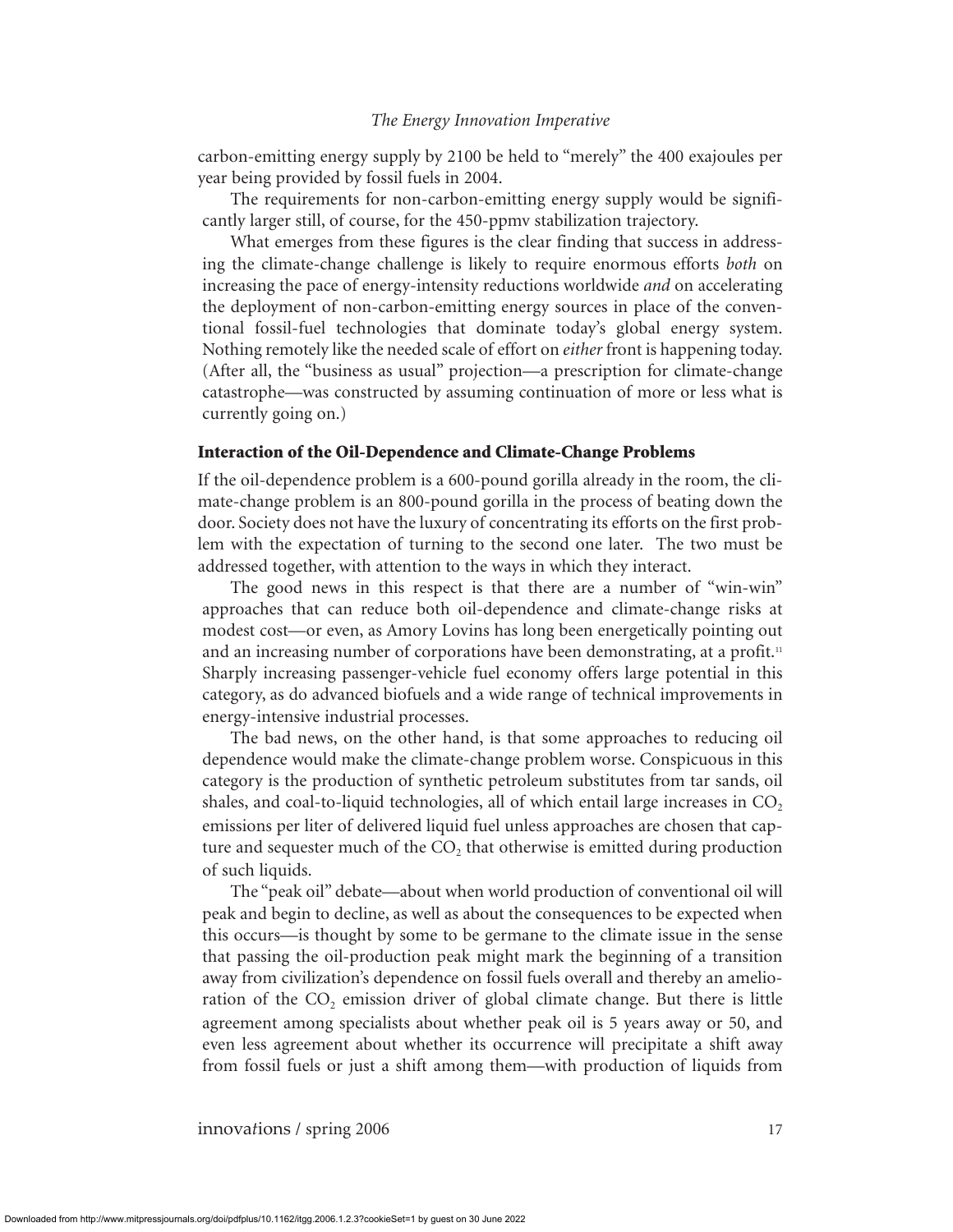carbon-emitting energy supply by 2100 be held to "merely" the 400 exajoules per year being provided by fossil fuels in 2004.

The requirements for non-carbon-emitting energy supply would be significantly larger still, of course, for the 450-ppmv stabilization trajectory.

What emerges from these figures is the clear finding that success in addressing the climate-change challenge is likely to require enormous efforts *both* on increasing the pace of energy-intensity reductions worldwide *and* on accelerating the deployment of non-carbon-emitting energy sources in place of the conventional fossil-fuel technologies that dominate today's global energy system. Nothing remotely like the needed scale of effort on *either* front is happening today. (After all, the "business as usual" projection—a prescription for climate-change catastrophe—was constructed by assuming continuation of more or less what is currently going on.)

## Interaction of the Oil-Dependence and Climate-Change Problems

If the oil-dependence problem is a 600-pound gorilla already in the room, the climate-change problem is an 800-pound gorilla in the process of beating down the door. Society does not have the luxury of concentrating its efforts on the first problem with the expectation of turning to the second one later. The two must be addressed together, with attention to the ways in which they interact.

The good news in this respect is that there are a number of "win-win" approaches that can reduce both oil-dependence and climate-change risks at modest cost—or even, as Amory Lovins has long been energetically pointing out and an increasing number of corporations have been demonstrating, at a profit.[11] Sharply increasing passenger-vehicle fuel economy offers large potential in this category, as do advanced biofuels and a wide range of technical improvements in energy-intensive industrial processes.

The bad news, on the other hand, is that some approaches to reducing oil dependence would make the climate-change problem worse. Conspicuous in this category is the production of synthetic petroleum substitutes from tar sands, oil shales, and coal-to-liquid technologies, all of which entail large increases in $CO_2$ emissions per liter of delivered liquid fuel unless approaches are chosen that capture and sequester much of the $CO_2$ that otherwise is emitted during production of such liquids.

The "peak oil" debate—about when world production of conventional oil will peak and begin to decline, as well as about the consequences to be expected when this occurs—is thought by some to be germane to the climate issue in the sense that passing the oil-production peak might mark the beginning of a transition away from civilization's dependence on fossil fuels overall and thereby an amelioration of the $CO_2$ emission driver of global climate change. But there is little agreement among specialists about whether peak oil is 5 years away or 50, and even less agreement about whether its occurrence will precipitate a shift away from fossil fuels or just a shift among them—with production of liquids from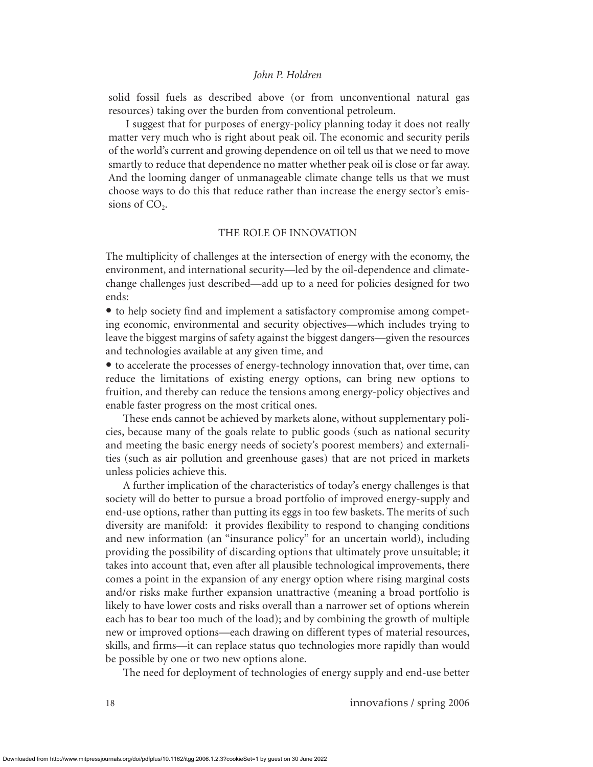solid fossil fuels as described above (or from unconventional natural gas resources) taking over the burden from conventional petroleum.

I suggest that for purposes of energy-policy planning today it does not really matter very much who is right about peak oil. The economic and security perils of the world's current and growing dependence on oil tell us that we need to move smartly to reduce that dependence no matter whether peak oil is close or far away. And the looming danger of unmanageable climate change tells us that we must choose ways to do this that reduce rather than increase the energy sector's emissions of $CO_2$.

## THE ROLE OF INNOVATION

The multiplicity of challenges at the intersection of energy with the economy, the environment, and international security—led by the oil-dependence and climate-change challenges just described—add up to a need for policies designed for two ends:

- to help society find and implement a satisfactory compromise among competing economic, environmental and security objectives—which includes trying to leave the biggest margins of safety against the biggest dangers—given the resources and technologies available at any given time, and
- to accelerate the processes of energy-technology innovation that, over time, can reduce the limitations of existing energy options, can bring new options to fruition, and thereby can reduce the tensions among energy-policy objectives and enable faster progress on the most critical ones.

These ends cannot be achieved by markets alone, without supplementary policies, because many of the goals relate to public goods (such as national security and meeting the basic energy needs of society's poorest members) and externalities (such as air pollution and greenhouse gases) that are not priced in markets unless policies achieve this.

A further implication of the characteristics of today's energy challenges is that society will do better to pursue a broad portfolio of improved energy-supply and end-use options, rather than putting its eggs in too few baskets. The merits of such diversity are manifold: it provides flexibility to respond to changing conditions and new information (an "insurance policy" for an uncertain world), including providing the possibility of discarding options that ultimately prove unsuitable; it takes into account that, even after all plausible technological improvements, there comes a point in the expansion of any energy option where rising marginal costs and/or risks make further expansion unattractive (meaning a broad portfolio is likely to have lower costs and risks overall than a narrower set of options wherein each has to bear too much of the load); and by combining the growth of multiple new or improved options—each drawing on different types of material resources, skills, and firms—it can replace status quo technologies more rapidly than would be possible by one or two new options alone.

The need for deployment of technologies of energy supply and end-use better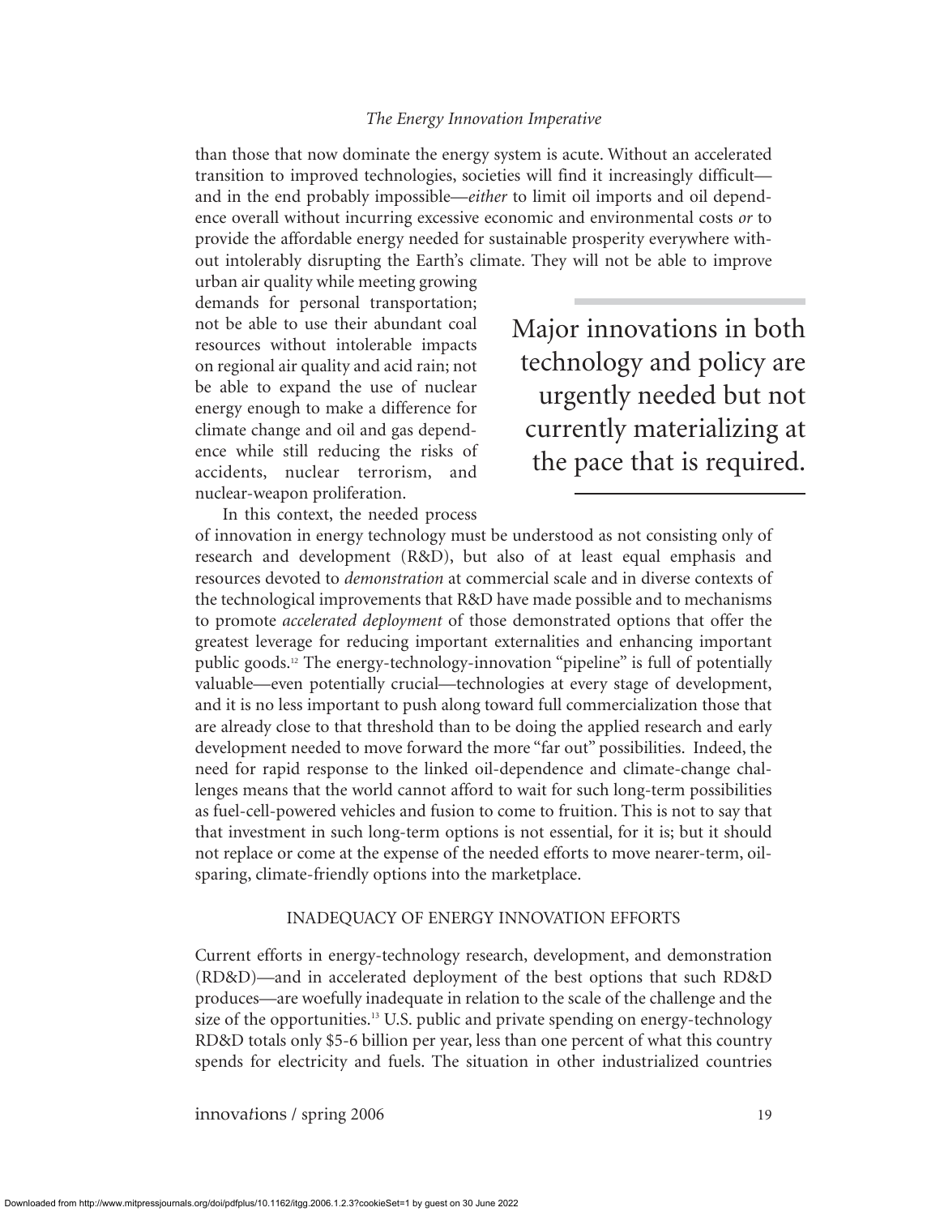than those that now dominate the energy system is acute. Without an accelerated transition to improved technologies, societies will find it increasingly difficult—and in the end probably impossible—*either* to limit oil imports and oil dependence overall without incurring excessive economic and environmental costs *or* to provide the affordable energy needed for sustainable prosperity everywhere without intolerably disrupting the Earth's climate. They will not be able to improve urban air quality while meeting growing demands for personal transportation; not be able to use their abundant coal resources without intolerable impacts on regional air quality and acid rain; not be able to expand the use of nuclear energy enough to make a difference for climate change and oil and gas dependence while still reducing the risks of accidents, nuclear terrorism, and nuclear-weapon proliferation.

> Major innovations in both technology and policy are urgently needed but not currently materializing at the pace that is required.

In this context, the needed process of innovation in energy technology must be understood as not consisting only of research and development (R&D), but also of at least equal emphasis and resources devoted to *demonstration* at commercial scale and in diverse contexts of the technological improvements that R&D have made possible and to mechanisms to promote *accelerated deployment* of those demonstrated options that offer the greatest leverage for reducing important externalities and enhancing important public goods.[12] The energy-technology-innovation "pipeline" is full of potentially valuable—even potentially crucial—technologies at every stage of development, and it is no less important to push along toward full commercialization those that are already close to that threshold than to be doing the applied research and early development needed to move forward the more "far out" possibilities. Indeed, the need for rapid response to the linked oil-dependence and climate-change challenges means that the world cannot afford to wait for such long-term possibilities as fuel-cell-powered vehicles and fusion to come to fruition. This is not to say that that investment in such long-term options is not essential, for it is; but it should not replace or come at the expense of the needed efforts to move nearer-term, oil-sparing, climate-friendly options into the marketplace.

## INADEQUACY OF ENERGY INNOVATION EFFORTS

Current efforts in energy-technology research, development, and demonstration (RD&D)—and in accelerated deployment of the best options that such RD&D produces—are woefully inadequate in relation to the scale of the challenge and the size of the opportunities.[13] U.S. public and private spending on energy-technology RD&D totals only $5-6 billion per year, less than one percent of what this country spends for electricity and fuels. The situation in other industrialized countries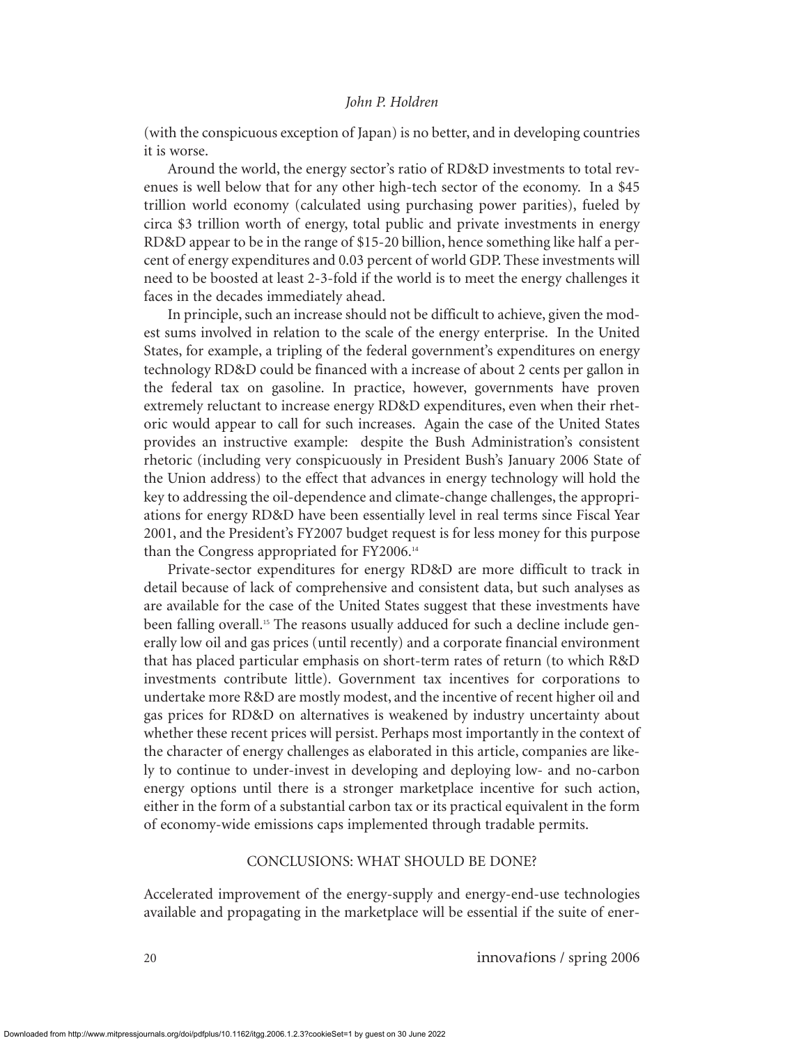(with the conspicuous exception of Japan) is no better, and in developing countries it is worse.

Around the world, the energy sector's ratio of RD&D investments to total revenues is well below that for any other high-tech sector of the economy. In a $45 trillion world economy (calculated using purchasing power parities), fueled by circa $3 trillion worth of energy, total public and private investments in energy RD&D appear to be in the range of $15-20 billion, hence something like half a percent of energy expenditures and 0.03 percent of world GDP. These investments will need to be boosted at least 2-3-fold if the world is to meet the energy challenges it faces in the decades immediately ahead.

In principle, such an increase should not be difficult to achieve, given the modest sums involved in relation to the scale of the energy enterprise. In the United States, for example, a tripling of the federal government's expenditures on energy technology RD&D could be financed with a increase of about 2 cents per gallon in the federal tax on gasoline. In practice, however, governments have proven extremely reluctant to increase energy RD&D expenditures, even when their rhetoric would appear to call for such increases. Again the case of the United States provides an instructive example: despite the Bush Administration's consistent rhetoric (including very conspicuously in President Bush's January 2006 State of the Union address) to the effect that advances in energy technology will hold the key to addressing the oil-dependence and climate-change challenges, the appropriations for energy RD&D have been essentially level in real terms since Fiscal Year 2001, and the President's FY2007 budget request is for less money for this purpose than the Congress appropriated for FY2006.[14]

Private-sector expenditures for energy RD&D are more difficult to track in detail because of lack of comprehensive and consistent data, but such analyses as are available for the case of the United States suggest that these investments have been falling overall.[15] The reasons usually adduced for such a decline include generally low oil and gas prices (until recently) and a corporate financial environment that has placed particular emphasis on short-term rates of return (to which R&D investments contribute little). Government tax incentives for corporations to undertake more R&D are mostly modest, and the incentive of recent higher oil and gas prices for RD&D on alternatives is weakened by industry uncertainty about whether these recent prices will persist. Perhaps most importantly in the context of the character of energy challenges as elaborated in this article, companies are likely to continue to under-invest in developing and deploying low- and no-carbon energy options until there is a stronger marketplace incentive for such action, either in the form of a substantial carbon tax or its practical equivalent in the form of economy-wide emissions caps implemented through tradable permits.

## CONCLUSIONS: WHAT SHOULD BE DONE?

Accelerated improvement of the energy-supply and energy-end-use technologies available and propagating in the marketplace will be essential if the suite of ener-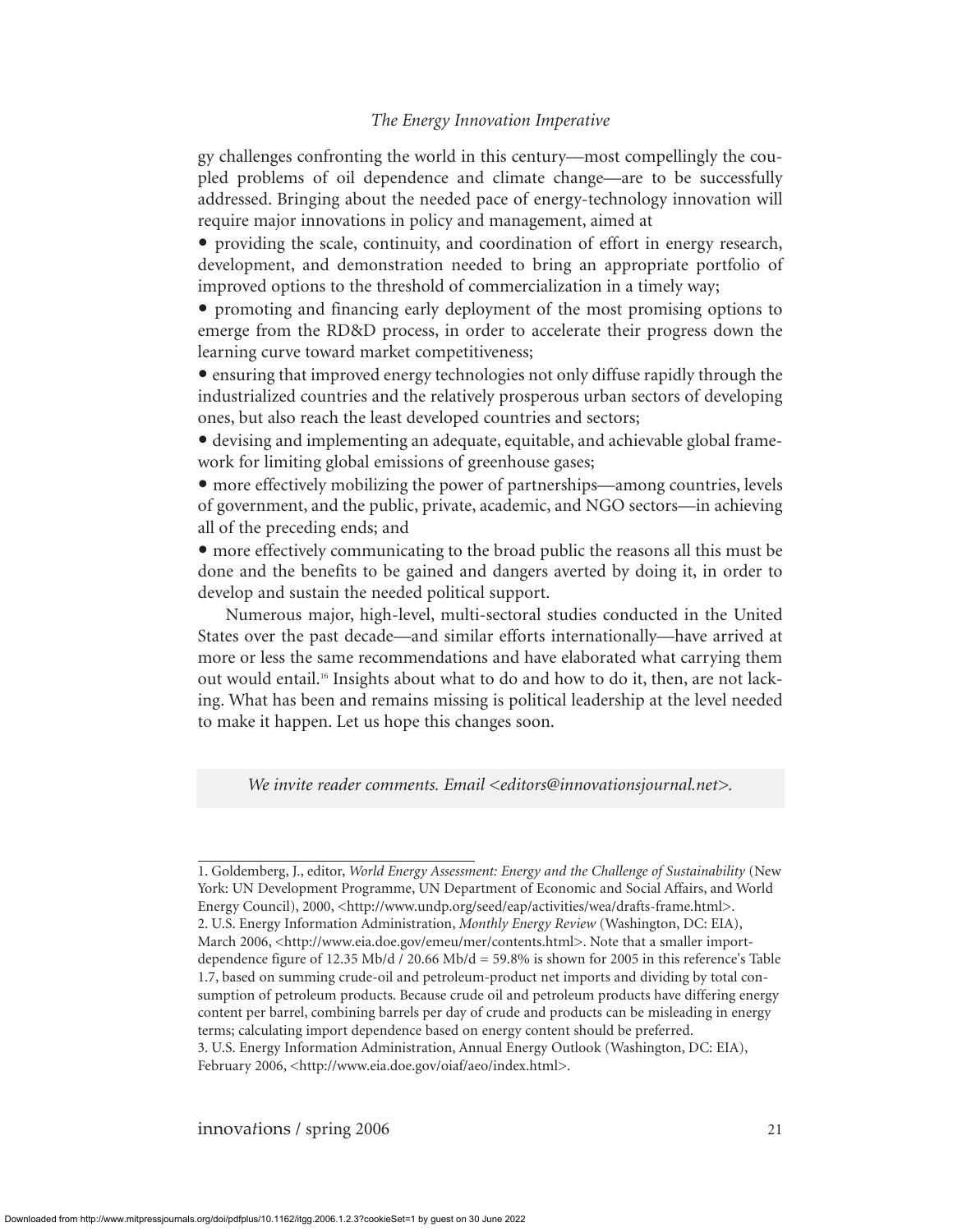gy challenges confronting the world in this century—most compellingly the coupled problems of oil dependence and climate change—are to be successfully addressed. Bringing about the needed pace of energy-technology innovation will require major innovations in policy and management, aimed at

- providing the scale, continuity, and coordination of effort in energy research, development, and demonstration needed to bring an appropriate portfolio of improved options to the threshold of commercialization in a timely way;
- promoting and financing early deployment of the most promising options to emerge from the RD&D process, in order to accelerate their progress down the learning curve toward market competitiveness;
- ensuring that improved energy technologies not only diffuse rapidly through the industrialized countries and the relatively prosperous urban sectors of developing ones, but also reach the least developed countries and sectors;
- devising and implementing an adequate, equitable, and achievable global framework for limiting global emissions of greenhouse gases;
- more effectively mobilizing the power of partnerships—among countries, levels of government, and the public, private, academic, and NGO sectors—in achieving all of the preceding ends; and
- more effectively communicating to the broad public the reasons all this must be done and the benefits to be gained and dangers averted by doing it, in order to develop and sustain the needed political support.

Numerous major, high-level, multi-sectoral studies conducted in the United States over the past decade—and similar efforts internationally—have arrived at more or less the same recommendations and have elaborated what carrying them out would entail.[16] Insights about what to do and how to do it, then, are not lacking. What has been and remains missing is political leadership at the level needed to make it happen. Let us hope this changes soon.

*We invite reader comments. Email <editors@innovationsjournal.net>.*

---

1. Goldemberg, J., editor, *World Energy Assessment: Energy and the Challenge of Sustainability* (New York: UN Development Programme, UN Department of Economic and Social Affairs, and World Energy Council), 2000, <http://www.undp.org/seed/eap/activities/wea/drafts-frame.html>.
2. U.S. Energy Information Administration, *Monthly Energy Review* (Washington, DC: EIA), March 2006, <http://www.eia.doe.gov/emeu/mer/contents.html>. Note that a smaller import-dependence figure of 12.35 Mb/d / 20.66 Mb/d = 59.8% is shown for 2005 in this reference's Table 1.7, based on summing crude-oil and petroleum-product net imports and dividing by total consumption of petroleum products. Because crude oil and petroleum products have differing energy content per barrel, combining barrels per day of crude and products can be misleading in energy terms; calculating import dependence based on energy content should be preferred.
3. U.S. Energy Information Administration, Annual Energy Outlook (Washington, DC: EIA), February 2006, <http://www.eia.doe.gov/oiaf/aeo/index.html>.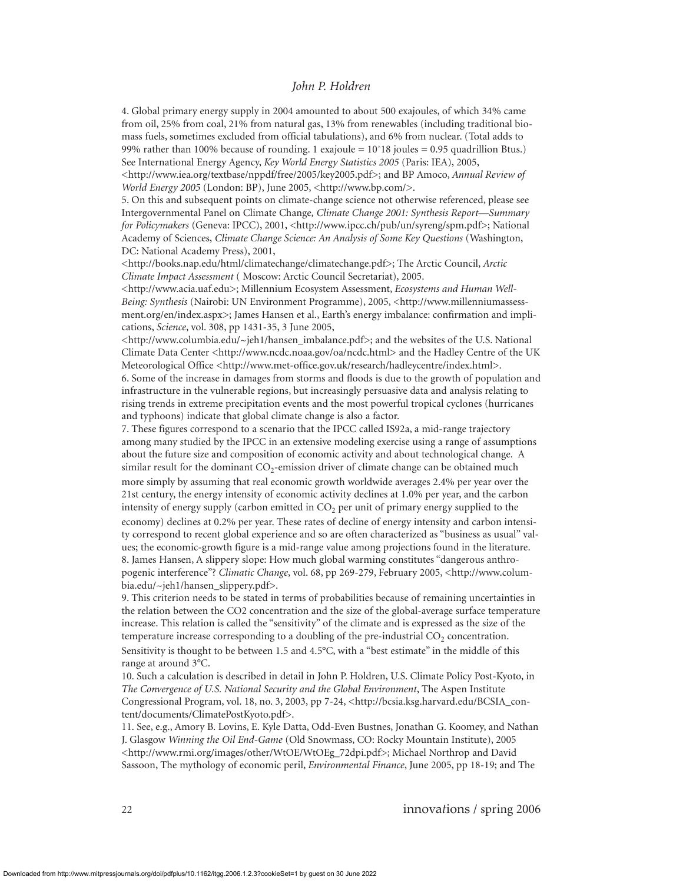4. Global primary energy supply in 2004 amounted to about 500 exajoules, of which 34% came from oil, 25% from coal, 21% from natural gas, 13% from renewables (including traditional biomass fuels, sometimes excluded from official tabulations), and 6% from nuclear. (Total adds to 99% rather than 100% because of rounding. 1 exajoule = 10^18 joules = 0.95 quadrillion Btus.) See International Energy Agency, *Key World Energy Statistics 2005* (Paris: IEA), 2005, <http://www.iea.org/textbase/nppdf/free/2005/key2005.pdf>; and BP Amoco, *Annual Review of World Energy 2005* (London: BP), June 2005, <http://www.bp.com/>.

5. On this and subsequent points on climate-change science not otherwise referenced, please see Intergovernmental Panel on Climate Change*, Climate Change 2001: Synthesis Report—Summary for Policymakers* (Geneva: IPCC), 2001, <http://www.ipcc.ch/pub/un/syreng/spm.pdf>; National Academy of Sciences, *Climate Change Science: An Analysis of Some Key Questions* (Washington, DC: National Academy Press), 2001, <http://books.nap.edu/html/climatechange/climatechange.pdf>; The Arctic Council, *Arctic Climate Impact Assessment* ( Moscow: Arctic Council Secretariat), 2005. <http://www.acia.uaf.edu>; Millennium Ecosystem Assessment, *Ecosystems and Human Well-Being: Synthesis* (Nairobi: UN Environment Programme), 2005, <http://www.millenniumassessment.org/en/index.aspx>; James Hansen et al., Earth's energy imbalance: confirmation and implications, *Science*, vol. 308, pp 1431-35, 3 June 2005, <http://www.columbia.edu/~jeh1/hansen_imbalance.pdf>; and the websites of the U.S. National Climate Data Center <http://www.ncdc.noaa.gov/oa/ncdc.html> and the Hadley Centre of the UK Meteorological Office <http://www.met-office.gov.uk/research/hadleycentre/index.html>.

6. Some of the increase in damages from storms and floods is due to the growth of population and infrastructure in the vulnerable regions, but increasingly persuasive data and analysis relating to rising trends in extreme precipitation events and the most powerful tropical cyclones (hurricanes and typhoons) indicate that global climate change is also a factor.

7. These figures correspond to a scenario that the IPCC called IS92a, a mid-range trajectory among many studied by the IPCC in an extensive modeling exercise using a range of assumptions about the future size and composition of economic activity and about technological change. A similar result for the dominant $CO_2$-emission driver of climate change can be obtained much more simply by assuming that real economic growth worldwide averages 2.4% per year over the 21st century, the energy intensity of economic activity declines at 1.0% per year, and the carbon intensity of energy supply (carbon emitted in $CO_2$ per unit of primary energy supplied to the economy) declines at 0.2% per year. These rates of decline of energy intensity and carbon intensity correspond to recent global experience and so are often characterized as "business as usual" values; the economic-growth figure is a mid-range value among projections found in the literature.

8. James Hansen, A slippery slope: How much global warming constitutes "dangerous anthropogenic interference"? *Climatic Change*, vol. 68, pp 269-279, February 2005, <http://www.columbia.edu/~jeh1/hansen_slippery.pdf>.

9. This criterion needs to be stated in terms of probabilities because of remaining uncertainties in the relation between the CO2 concentration and the size of the global-average surface temperature increase. This relation is called the "sensitivity" of the climate and is expressed as the size of the temperature increase corresponding to a doubling of the pre-industrial $CO_2$ concentration. Sensitivity is thought to be between 1.5 and 4.5°C, with a "best estimate" in the middle of this range at around 3°C.

10. Such a calculation is described in detail in John P. Holdren, U.S. Climate Policy Post-Kyoto, in *The Convergence of U.S. National Security and the Global Environment*, The Aspen Institute Congressional Program, vol. 18, no. 3, 2003, pp 7-24, <http://bcsia.ksg.harvard.edu/BCSIA_content/documents/ClimatePostKyoto.pdf>.

11. See, e.g., Amory B. Lovins, E. Kyle Datta, Odd-Even Bustnes, Jonathan G. Koomey, and Nathan J. Glasgow *Winning the Oil End-Game* (Old Snowmass, CO: Rocky Mountain Institute), 2005 <http://www.rmi.org/images/other/WtOE/WtOEg_72dpi.pdf>; Michael Northrop and David Sassoon, The mythology of economic peril, *Environmental Finance*, June 2005, pp 18-19; and The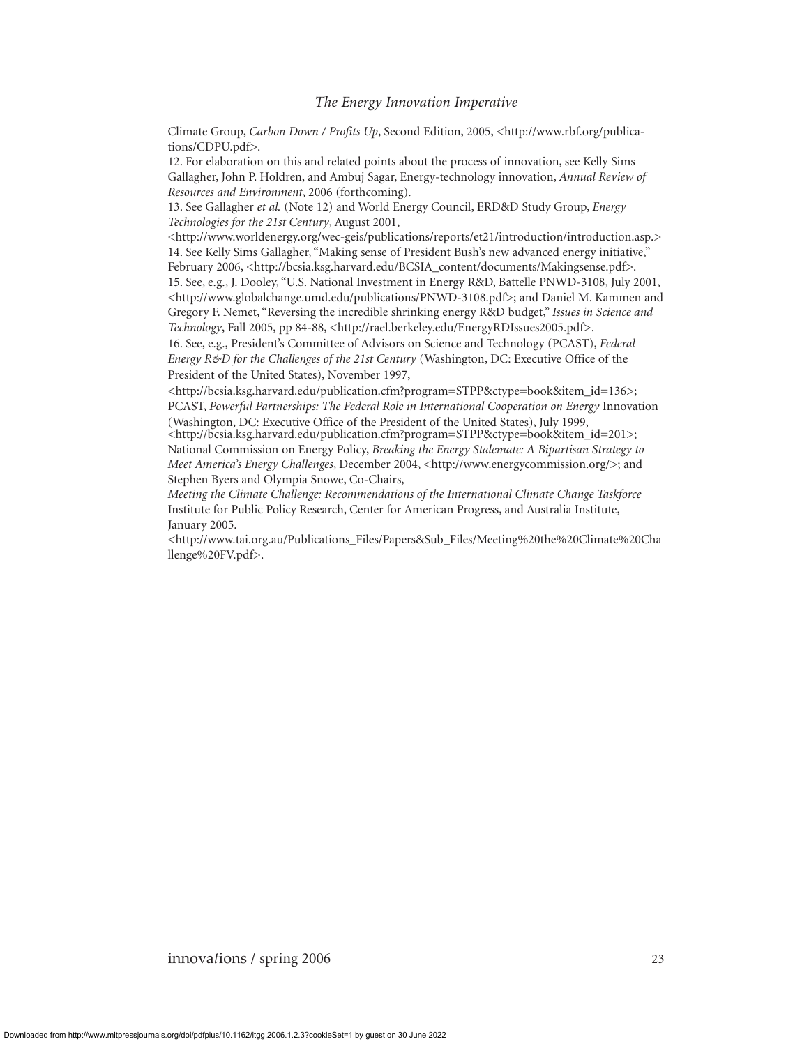Climate Group, *Carbon Down / Profits Up*, Second Edition, 2005, <http://www.rbf.org/publications/CDPU.pdf>.

12. For elaboration on this and related points about the process of innovation, see Kelly Sims Gallagher, John P. Holdren, and Ambuj Sagar, Energy-technology innovation, *Annual Review of Resources and Environment*, 2006 (forthcoming).

13. See Gallagher *et al.* (Note 12) and World Energy Council, ERD&D Study Group, *Energy Technologies for the 21st Century*, August 2001, <http://www.worldenergy.org/wec-geis/publications/reports/et21/introduction/introduction.asp.>

14. See Kelly Sims Gallagher, "Making sense of President Bush's new advanced energy initiative," February 2006, <http://bcsia.ksg.harvard.edu/BCSIA_content/documents/Makingsense.pdf>.

15. See, e.g., J. Dooley, "U.S. National Investment in Energy R&D, Battelle PNWD-3108, July 2001, <http://www.globalchange.umd.edu/publications/PNWD-3108.pdf>; and Daniel M. Kammen and Gregory F. Nemet, "Reversing the incredible shrinking energy R&D budget," *Issues in Science and Technology*, Fall 2005, pp 84-88, <http://rael.berkeley.edu/EnergyRDIssues2005.pdf>.

16. See, e.g., President's Committee of Advisors on Science and Technology (PCAST), *Federal Energy R&D for the Challenges of the 21st Century* (Washington, DC: Executive Office of the President of the United States), November 1997, <http://bcsia.ksg.harvard.edu/publication.cfm?program=STPP&ctype=book&item_id=136>; PCAST, *Powerful Partnerships: The Federal Role in International Cooperation on Energy* Innovation (Washington, DC: Executive Office of the President of the United States), July 1999, <http://bcsia.ksg.harvard.edu/publication.cfm?program=STPP&ctype=book&item_id=201>; National Commission on Energy Policy, *Breaking the Energy Stalemate: A Bipartisan Strategy to Meet America's Energy Challenges*, December 2004, <http://www.energycommission.org/>; and Stephen Byers and Olympia Snowe, Co-Chairs, *Meeting the Climate Challenge: Recommendations of the International Climate Change Taskforce* Institute for Public Policy Research, Center for American Progress, and Australia Institute, January 2005. <http://www.tai.org.au/Publications_Files/Papers&Sub_Files/Meeting%20the%20Climate%20Challenge%20FV.pdf>.